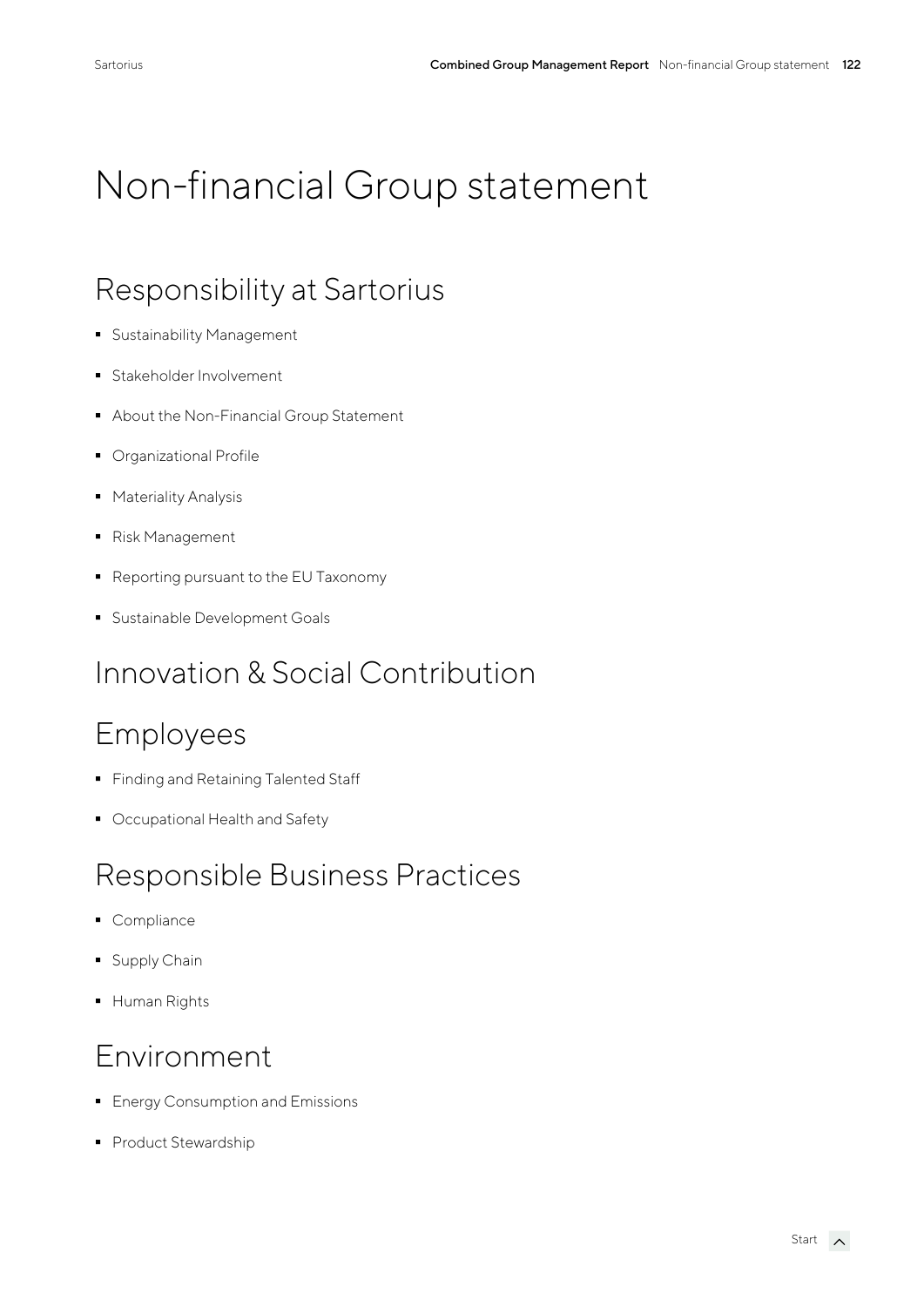# Non-financial Group statement

## Responsibility at Sartorius

- Sustainability Management
- Stakeholder Involvement
- About the Non-Financial Group Statement
- Organizational Profile
- Materiality Analysis
- Risk Management
- Reporting pursuant to the EU Taxonomy
- Sustainable Development Goals

## Innovation & Social Contribution

## Employees

- Finding and Retaining Talented Staff
- Occupational Health and Safety

## Responsible Business Practices

- Compliance
- Supply Chain
- Human Rights

## Environment

- Energy Consumption and Emissions
- Product Stewardship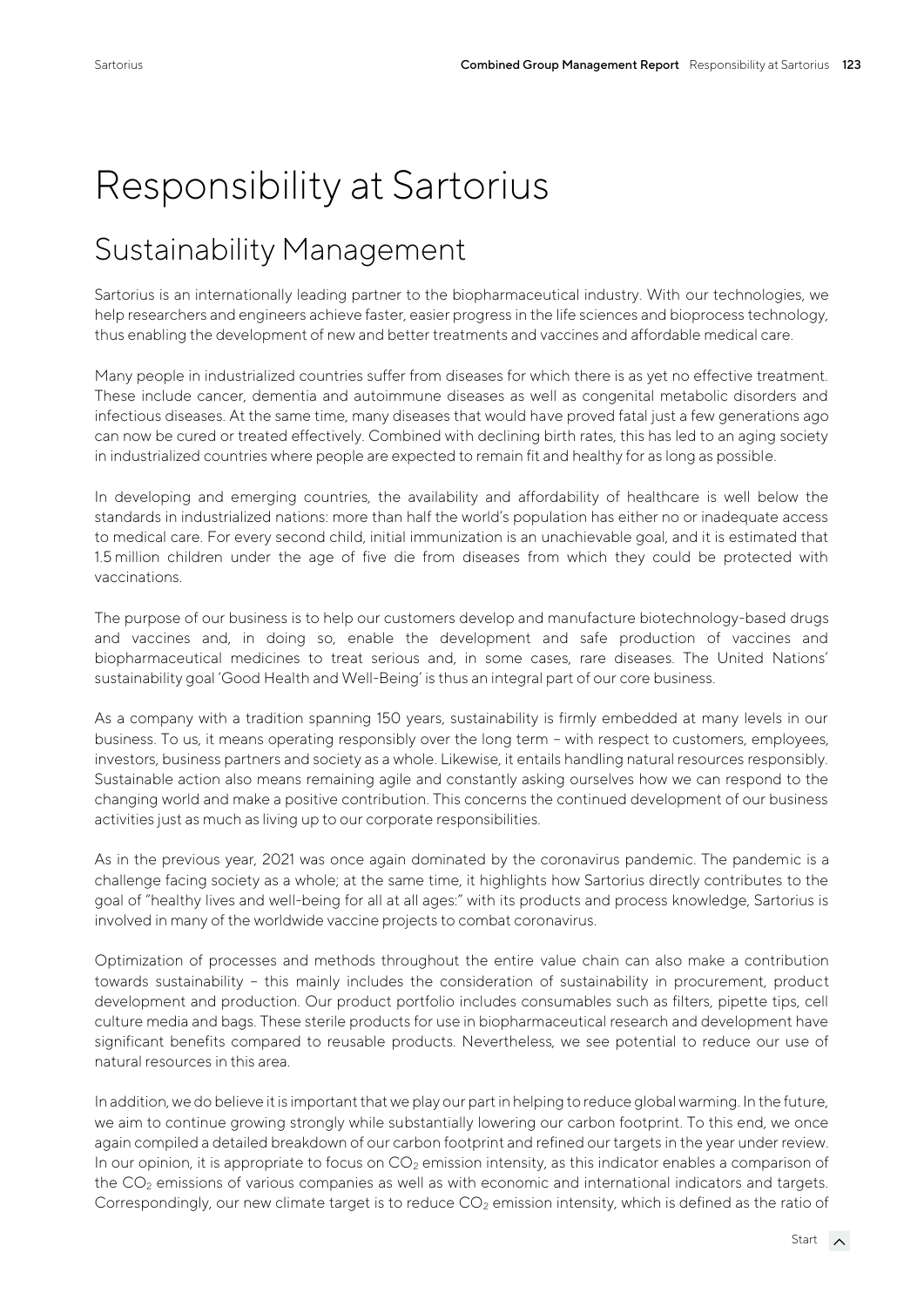# Responsibility at Sartorius

## Sustainability Management

Sartorius is an internationally leading partner to the biopharmaceutical industry. With our technologies, we help researchers and engineers achieve faster, easier progress in the life sciences and bioprocess technology, thus enabling the development of new and better treatments and vaccines and affordable medical care.

Many people in industrialized countries suffer from diseases for which there is as yet no effective treatment. These include cancer, dementia and autoimmune diseases as well as congenital metabolic disorders and infectious diseases. At the same time, many diseases that would have proved fatal just a few generations ago can now be cured or treated effectively. Combined with declining birth rates, this has led to an aging society in industrialized countries where people are expected to remain fit and healthy for as long as possible.

In developing and emerging countries, the availability and affordability of healthcare is well below the standards in industrialized nations: more than half the world's population has either no or inadequate access to medical care. For every second child, initial immunization is an unachievable goal, and it is estimated that 1.5 million children under the age of five die from diseases from which they could be protected with vaccinations.

The purpose of our business is to help our customers develop and manufacture biotechnology-based drugs and vaccines and, in doing so, enable the development and safe production of vaccines and biopharmaceutical medicines to treat serious and, in some cases, rare diseases. The United Nations' sustainability goal 'Good Health and Well-Being' is thus an integral part of our core business.

As a company with a tradition spanning 150 years, sustainability is firmly embedded at many levels in our business. To us, it means operating responsibly over the long term – with respect to customers, employees, investors, business partners and society as a whole. Likewise, it entails handling natural resources responsibly. Sustainable action also means remaining agile and constantly asking ourselves how we can respond to the changing world and make a positive contribution. This concerns the continued development of our business activities just as much as living up to our corporate responsibilities.

As in the previous year, 2021 was once again dominated by the coronavirus pandemic. The pandemic is a challenge facing society as a whole; at the same time, it highlights how Sartorius directly contributes to the goal of "healthy lives and well-being for all at all ages:" with its products and process knowledge, Sartorius is involved in many of the worldwide vaccine projects to combat coronavirus.

Optimization of processes and methods throughout the entire value chain can also make a contribution towards sustainability – this mainly includes the consideration of sustainability in procurement, product development and production. Our product portfolio includes consumables such as filters, pipette tips, cell culture media and bags. These sterile products for use in biopharmaceutical research and development have significant benefits compared to reusable products. Nevertheless, we see potential to reduce our use of natural resources in this area.

In addition, we do believe it is important that we play our part in helping to reduce global warming. In the future, we aim to continue growing strongly while substantially lowering our carbon footprint. To this end, we once again compiled a detailed breakdown of our carbon footprint and refined our targets in the year under review. In our opinion, it is appropriate to focus on $CO_2$ emission intensity, as this indicator enables a comparison of the $CO_2$ emissions of various companies as well as with economic and international indicators and targets. Correspondingly, our new climate target is to reduce $CO_2$ emission intensity, which is defined as the ratio of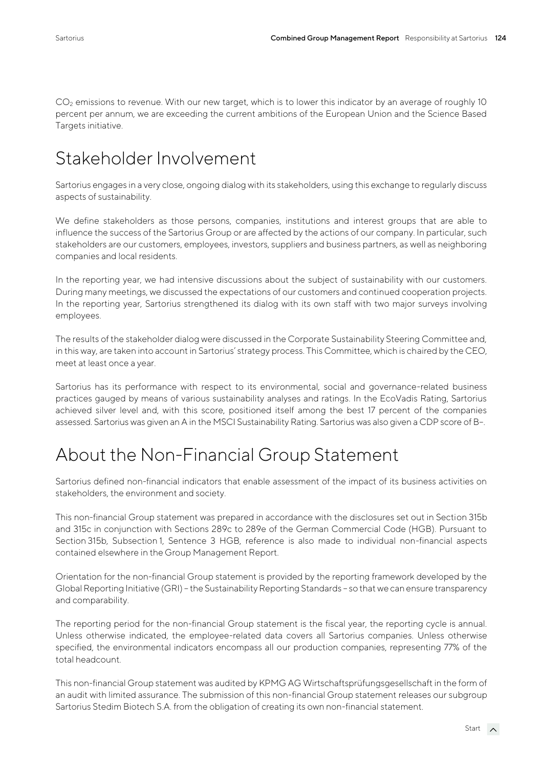$CO_2$ emissions to revenue. With our new target, which is to lower this indicator by an average of roughly 10 percent per annum, we are exceeding the current ambitions of the European Union and the Science Based Targets initiative.

# Stakeholder Involvement

Sartorius engages in a very close, ongoing dialog with its stakeholders, using this exchange to regularly discuss aspects of sustainability.

We define stakeholders as those persons, companies, institutions and interest groups that are able to influence the success of the Sartorius Group or are affected by the actions of our company. In particular, such stakeholders are our customers, employees, investors, suppliers and business partners, as well as neighboring companies and local residents.

In the reporting year, we had intensive discussions about the subject of sustainability with our customers. During many meetings, we discussed the expectations of our customers and continued cooperation projects. In the reporting year, Sartorius strengthened its dialog with its own staff with two major surveys involving employees.

The results of the stakeholder dialog were discussed in the Corporate Sustainability Steering Committee and, in this way, are taken into account in Sartorius' strategy process. This Committee, which is chaired by the CEO, meet at least once a year.

Sartorius has its performance with respect to its environmental, social and governance-related business practices gauged by means of various sustainability analyses and ratings. In the EcoVadis Rating, Sartorius achieved silver level and, with this score, positioned itself among the best 17 percent of the companies assessed. Sartorius was given an A in the MSCI Sustainability Rating. Sartorius was also given a CDP score of B–.

# About the Non-Financial Group Statement

Sartorius defined non-financial indicators that enable assessment of the impact of its business activities on stakeholders, the environment and society.

This non-financial Group statement was prepared in accordance with the disclosures set out in Section 315b and 315c in conjunction with Sections 289c to 289e of the German Commercial Code (HGB). Pursuant to Section 315b, Subsection 1, Sentence 3 HGB, reference is also made to individual non-financial aspects contained elsewhere in the Group Management Report.

Orientation for the non-financial Group statement is provided by the reporting framework developed by the Global Reporting Initiative (GRI) – the Sustainability Reporting Standards – so that we can ensure transparency and comparability.

The reporting period for the non-financial Group statement is the fiscal year, the reporting cycle is annual. Unless otherwise indicated, the employee-related data covers all Sartorius companies. Unless otherwise specified, the environmental indicators encompass all our production companies, representing 77% of the total headcount.

This non-financial Group statement was audited by KPMG AG Wirtschaftsprüfungsgesellschaft in the form of an audit with limited assurance. The submission of this non-financial Group statement releases our subgroup Sartorius Stedim Biotech S.A. from the obligation of creating its own non-financial statement.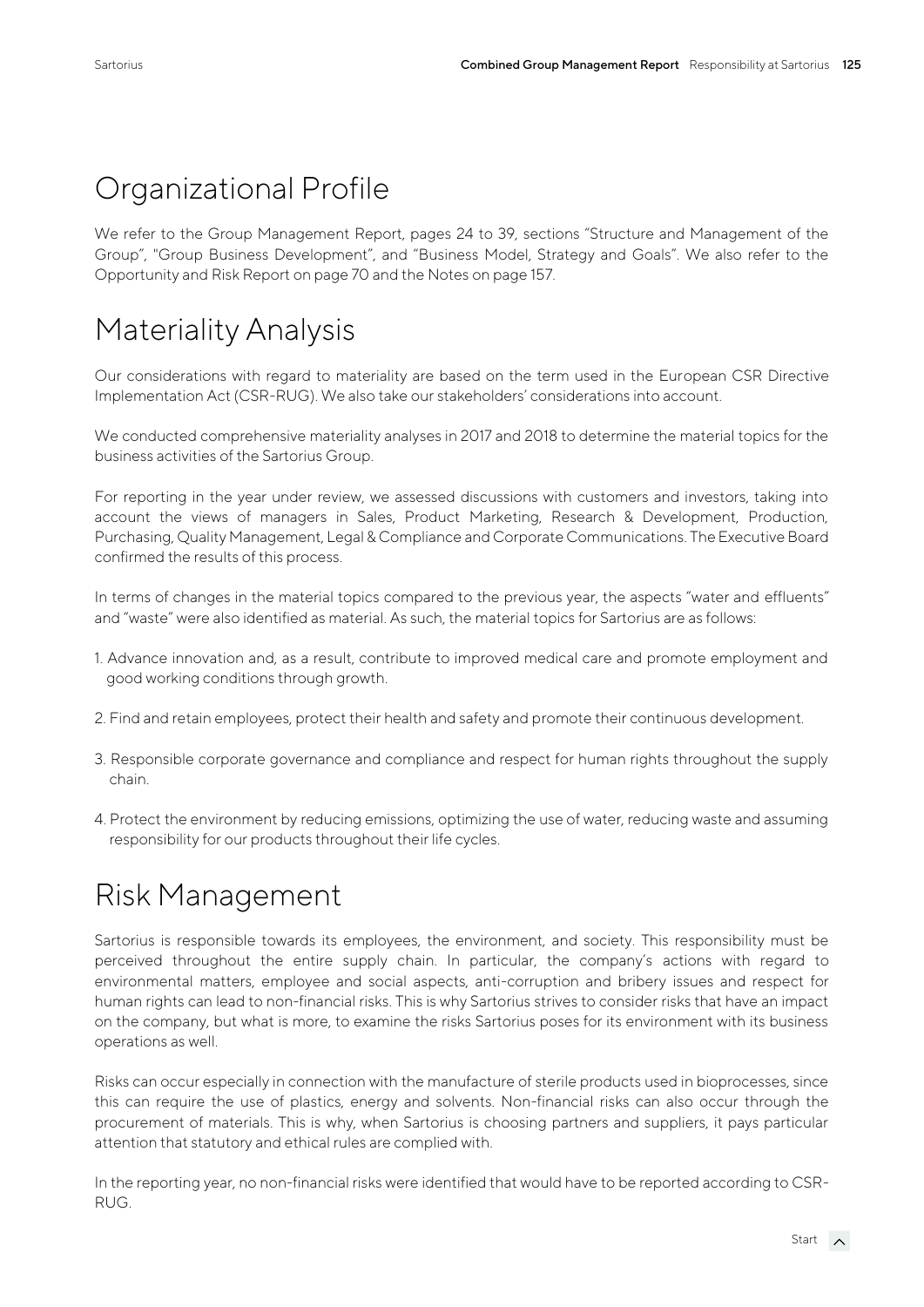# Organizational Profile

We refer to the Group Management Report, pages 24 to 39, sections "Structure and Management of the Group", "Group Business Development", and "Business Model, Strategy and Goals". We also refer to the Opportunity and Risk Report on page 70 and the Notes on page 157.

# Materiality Analysis

Our considerations with regard to materiality are based on the term used in the European CSR Directive Implementation Act (CSR-RUG). We also take our stakeholders' considerations into account.

We conducted comprehensive materiality analyses in 2017 and 2018 to determine the material topics for the business activities of the Sartorius Group.

For reporting in the year under review, we assessed discussions with customers and investors, taking into account the views of managers in Sales, Product Marketing, Research & Development, Production, Purchasing, Quality Management, Legal & Compliance and Corporate Communications. The Executive Board confirmed the results of this process.

In terms of changes in the material topics compared to the previous year, the aspects "water and effluents" and "waste" were also identified as material. As such, the material topics for Sartorius are as follows:

1. Advance innovation and, as a result, contribute to improved medical care and promote employment and good working conditions through growth.

2. Find and retain employees, protect their health and safety and promote their continuous development.

3. Responsible corporate governance and compliance and respect for human rights throughout the supply chain.

4. Protect the environment by reducing emissions, optimizing the use of water, reducing waste and assuming responsibility for our products throughout their life cycles.

# Risk Management

Sartorius is responsible towards its employees, the environment, and society. This responsibility must be perceived throughout the entire supply chain. In particular, the company's actions with regard to environmental matters, employee and social aspects, anti-corruption and bribery issues and respect for human rights can lead to non-financial risks. This is why Sartorius strives to consider risks that have an impact on the company, but what is more, to examine the risks Sartorius poses for its environment with its business operations as well.

Risks can occur especially in connection with the manufacture of sterile products used in bioprocesses, since this can require the use of plastics, energy and solvents. Non-financial risks can also occur through the procurement of materials. This is why, when Sartorius is choosing partners and suppliers, it pays particular attention that statutory and ethical rules are complied with.

In the reporting year, no non-financial risks were identified that would have to be reported according to CSR-RUG.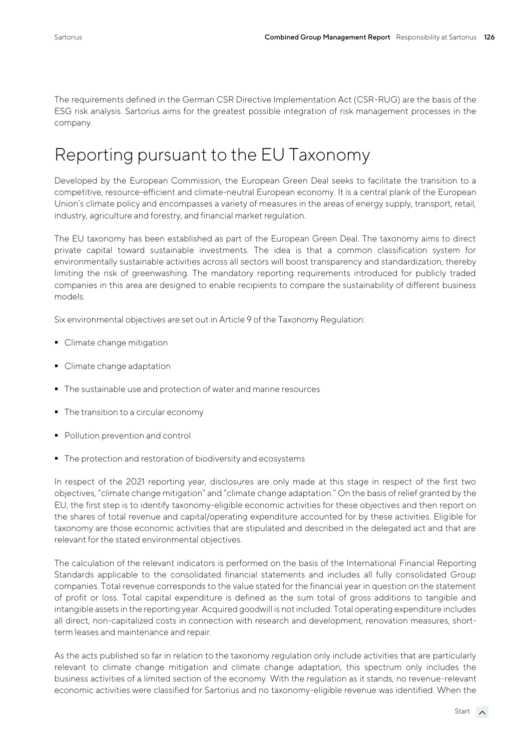The requirements defined in the German CSR Directive Implementation Act (CSR-RUG) are the basis of the ESG risk analysis. Sartorius aims for the greatest possible integration of risk management processes in the company.

# Reporting pursuant to the EU Taxonomy

Developed by the European Commission, the European Green Deal seeks to facilitate the transition to a competitive, resource-efficient and climate-neutral European economy. It is a central plank of the European Union's climate policy and encompasses a variety of measures in the areas of energy supply, transport, retail, industry, agriculture and forestry, and financial market regulation.

The EU taxonomy has been established as part of the European Green Deal. The taxonomy aims to direct private capital toward sustainable investments. The idea is that a common classification system for environmentally sustainable activities across all sectors will boost transparency and standardization, thereby limiting the risk of greenwashing. The mandatory reporting requirements introduced for publicly traded companies in this area are designed to enable recipients to compare the sustainability of different business models.

Six environmental objectives are set out in Article 9 of the Taxonomy Regulation:

- Climate change mitigation
- Climate change adaptation
- The sustainable use and protection of water and marine resources
- The transition to a circular economy
- Pollution prevention and control
- The protection and restoration of biodiversity and ecosystems

In respect of the 2021 reporting year, disclosures are only made at this stage in respect of the first two objectives, "climate change mitigation" and "climate change adaptation." On the basis of relief granted by the EU, the first step is to identify taxonomy-eligible economic activities for these objectives and then report on the shares of total revenue and capital/operating expenditure accounted for by these activities. Eligible for taxonomy are those economic activities that are stipulated and described in the delegated act and that are relevant for the stated environmental objectives.

The calculation of the relevant indicators is performed on the basis of the International Financial Reporting Standards applicable to the consolidated financial statements and includes all fully consolidated Group companies. Total revenue corresponds to the value stated for the financial year in question on the statement of profit or loss. Total capital expenditure is defined as the sum total of gross additions to tangible and intangible assets in the reporting year. Acquired goodwill is not included. Total operating expenditure includes all direct, non-capitalized costs in connection with research and development, renovation measures, short-term leases and maintenance and repair.

As the acts published so far in relation to the taxonomy regulation only include activities that are particularly relevant to climate change mitigation and climate change adaptation, this spectrum only includes the business activities of a limited section of the economy. With the regulation as it stands, no revenue-relevant economic activities were classified for Sartorius and no taxonomy-eligible revenue was identified. When the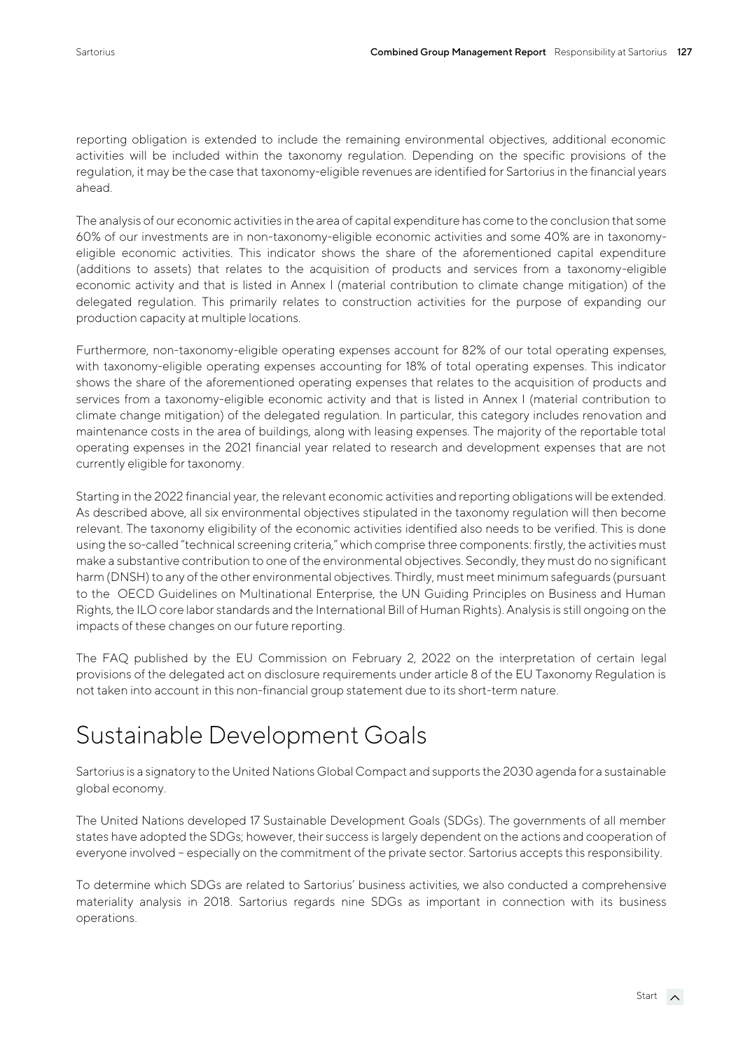reporting obligation is extended to include the remaining environmental objectives, additional economic activities will be included within the taxonomy regulation. Depending on the specific provisions of the regulation, it may be the case that taxonomy-eligible revenues are identified for Sartorius in the financial years ahead.

The analysis of our economic activities in the area of capital expenditure has come to the conclusion that some 60% of our investments are in non-taxonomy-eligible economic activities and some 40% are in taxonomy-eligible economic activities. This indicator shows the share of the aforementioned capital expenditure (additions to assets) that relates to the acquisition of products and services from a taxonomy-eligible economic activity and that is listed in Annex I (material contribution to climate change mitigation) of the delegated regulation. This primarily relates to construction activities for the purpose of expanding our production capacity at multiple locations.

Furthermore, non-taxonomy-eligible operating expenses account for 82% of our total operating expenses, with taxonomy-eligible operating expenses accounting for 18% of total operating expenses. This indicator shows the share of the aforementioned operating expenses that relates to the acquisition of products and services from a taxonomy-eligible economic activity and that is listed in Annex I (material contribution to climate change mitigation) of the delegated regulation. In particular, this category includes renovation and maintenance costs in the area of buildings, along with leasing expenses. The majority of the reportable total operating expenses in the 2021 financial year related to research and development expenses that are not currently eligible for taxonomy.

Starting in the 2022 financial year, the relevant economic activities and reporting obligations will be extended. As described above, all six environmental objectives stipulated in the taxonomy regulation will then become relevant. The taxonomy eligibility of the economic activities identified also needs to be verified. This is done using the so-called "technical screening criteria," which comprise three components: firstly, the activities must make a substantive contribution to one of the environmental objectives. Secondly, they must do no significant harm (DNSH) to any of the other environmental objectives. Thirdly, must meet minimum safeguards (pursuant to the OECD Guidelines on Multinational Enterprise, the UN Guiding Principles on Business and Human Rights, the ILO core labor standards and the International Bill of Human Rights). Analysis is still ongoing on the impacts of these changes on our future reporting.

The FAQ published by the EU Commission on February 2, 2022 on the interpretation of certain legal provisions of the delegated act on disclosure requirements under article 8 of the EU Taxonomy Regulation is not taken into account in this non-financial group statement due to its short-term nature.

# Sustainable Development Goals

Sartorius is a signatory to the United Nations Global Compact and supports the 2030 agenda for a sustainable global economy.

The United Nations developed 17 Sustainable Development Goals (SDGs). The governments of all member states have adopted the SDGs; however, their success is largely dependent on the actions and cooperation of everyone involved – especially on the commitment of the private sector. Sartorius accepts this responsibility.

To determine which SDGs are related to Sartorius' business activities, we also conducted a comprehensive materiality analysis in 2018. Sartorius regards nine SDGs as important in connection with its business operations.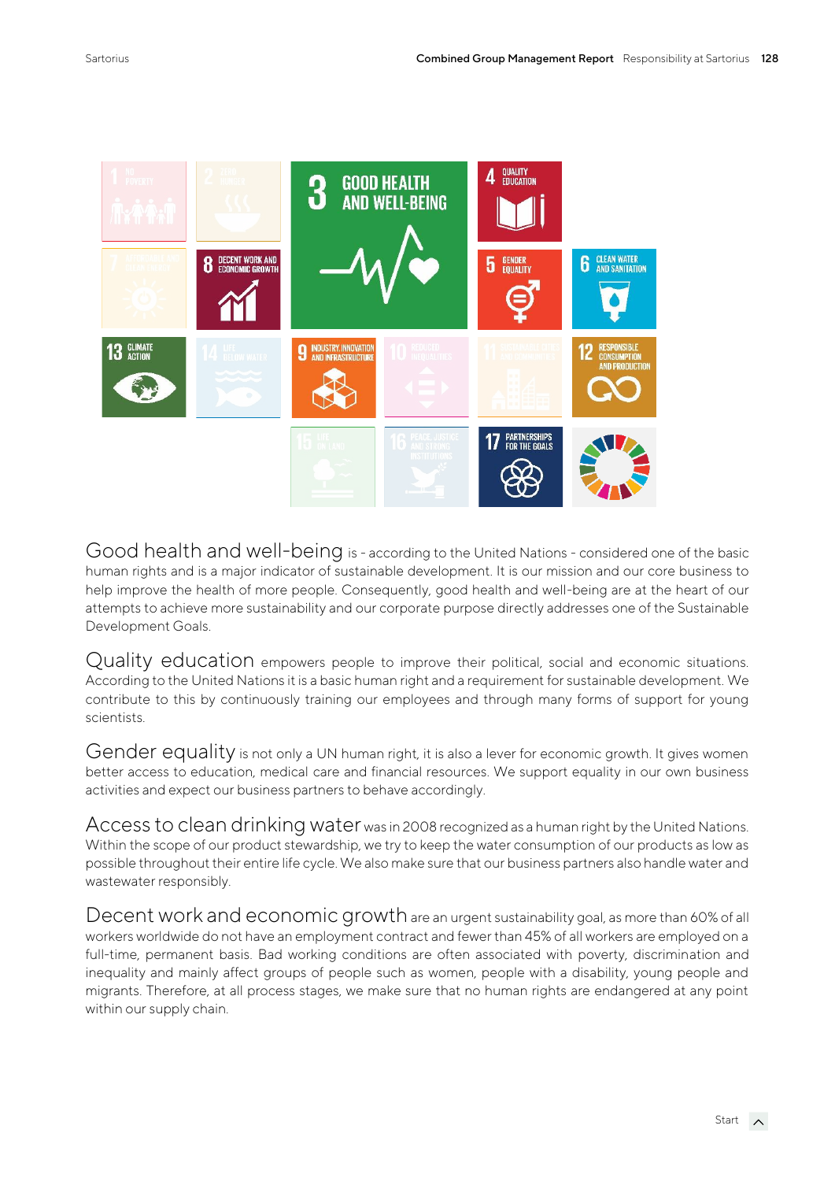**Good health and well-being** is - according to the United Nations - considered one of the basic human rights and is a major indicator of sustainable development. It is our mission and our core business to help improve the health of more people. Consequently, good health and well-being are at the heart of our attempts to achieve more sustainability and our corporate purpose directly addresses one of the Sustainable Development Goals.

**Quality education** empowers people to improve their political, social and economic situations. According to the United Nations it is a basic human right and a requirement for sustainable development. We contribute to this by continuously training our employees and through many forms of support for young scientists.

**Gender equality** is not only a UN human right, it is also a lever for economic growth. It gives women better access to education, medical care and financial resources. We support equality in our own business activities and expect our business partners to behave accordingly.

**Access to clean drinking water** was in 2008 recognized as a human right by the United Nations. Within the scope of our product stewardship, we try to keep the water consumption of our products as low as possible throughout their entire life cycle. We also make sure that our business partners also handle water and wastewater responsibly.

**Decent work and economic growth** are an urgent sustainability goal, as more than 60% of all workers worldwide do not have an employment contract and fewer than 45% of all workers are employed on a full-time, permanent basis. Bad working conditions are often associated with poverty, discrimination and inequality and mainly affect groups of people such as women, people with a disability, young people and migrants. Therefore, at all process stages, we make sure that no human rights are endangered at any point within our supply chain.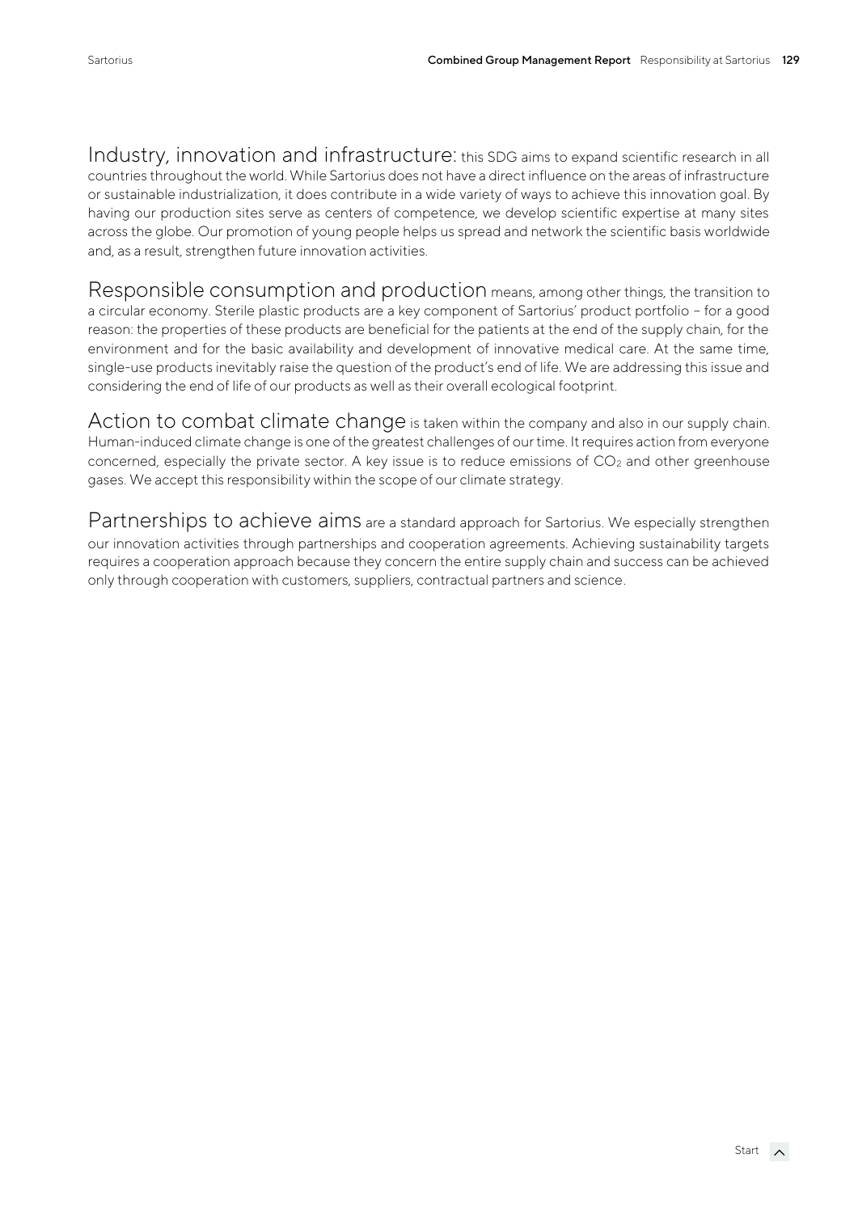Industry, innovation and infrastructure: this SDG aims to expand scientific research in all countries throughout the world. While Sartorius does not have a direct influence on the areas of infrastructure or sustainable industrialization, it does contribute in a wide variety of ways to achieve this innovation goal. By having our production sites serve as centers of competence, we develop scientific expertise at many sites across the globe. Our promotion of young people helps us spread and network the scientific basis worldwide and, as a result, strengthen future innovation activities.

Responsible consumption and production means, among other things, the transition to a circular economy. Sterile plastic products are a key component of Sartorius' product portfolio – for a good reason: the properties of these products are beneficial for the patients at the end of the supply chain, for the environment and for the basic availability and development of innovative medical care. At the same time, single-use products inevitably raise the question of the product's end of life. We are addressing this issue and considering the end of life of our products as well as their overall ecological footprint.

Action to combat climate change is taken within the company and also in our supply chain. Human-induced climate change is one of the greatest challenges of our time. It requires action from everyone concerned, especially the private sector. A key issue is to reduce emissions of $CO_2$ and other greenhouse gases. We accept this responsibility within the scope of our climate strategy.

Partnerships to achieve aims are a standard approach for Sartorius. We especially strengthen our innovation activities through partnerships and cooperation agreements. Achieving sustainability targets requires a cooperation approach because they concern the entire supply chain and success can be achieved only through cooperation with customers, suppliers, contractual partners and science.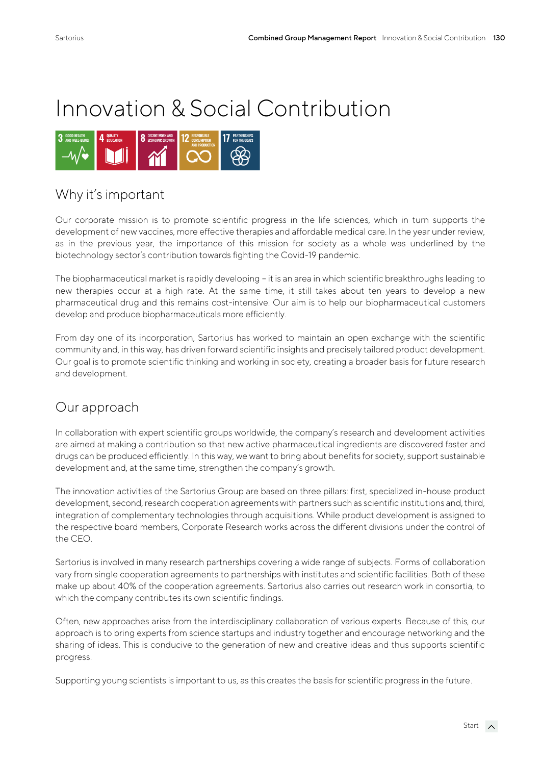# Innovation & Social Contribution

## Why it's important

Our corporate mission is to promote scientific progress in the life sciences, which in turn supports the development of new vaccines, more effective therapies and affordable medical care. In the year under review, as in the previous year, the importance of this mission for society as a whole was underlined by the biotechnology sector's contribution towards fighting the Covid-19 pandemic.

The biopharmaceutical market is rapidly developing – it is an area in which scientific breakthroughs leading to new therapies occur at a high rate. At the same time, it still takes about ten years to develop a new pharmaceutical drug and this remains cost-intensive. Our aim is to help our biopharmaceutical customers develop and produce biopharmaceuticals more efficiently.

From day one of its incorporation, Sartorius has worked to maintain an open exchange with the scientific community and, in this way, has driven forward scientific insights and precisely tailored product development. Our goal is to promote scientific thinking and working in society, creating a broader basis for future research and development.

## Our approach

In collaboration with expert scientific groups worldwide, the company's research and development activities are aimed at making a contribution so that new active pharmaceutical ingredients are discovered faster and drugs can be produced efficiently. In this way, we want to bring about benefits for society, support sustainable development and, at the same time, strengthen the company's growth.

The innovation activities of the Sartorius Group are based on three pillars: first, specialized in-house product development, second, research cooperation agreements with partners such as scientific institutions and, third, integration of complementary technologies through acquisitions. While product development is assigned to the respective board members, Corporate Research works across the different divisions under the control of the CEO.

Sartorius is involved in many research partnerships covering a wide range of subjects. Forms of collaboration vary from single cooperation agreements to partnerships with institutes and scientific facilities. Both of these make up about 40% of the cooperation agreements. Sartorius also carries out research work in consortia, to which the company contributes its own scientific findings.

Often, new approaches arise from the interdisciplinary collaboration of various experts. Because of this, our approach is to bring experts from science startups and industry together and encourage networking and the sharing of ideas. This is conducive to the generation of new and creative ideas and thus supports scientific progress.

Supporting young scientists is important to us, as this creates the basis for scientific progress in the future.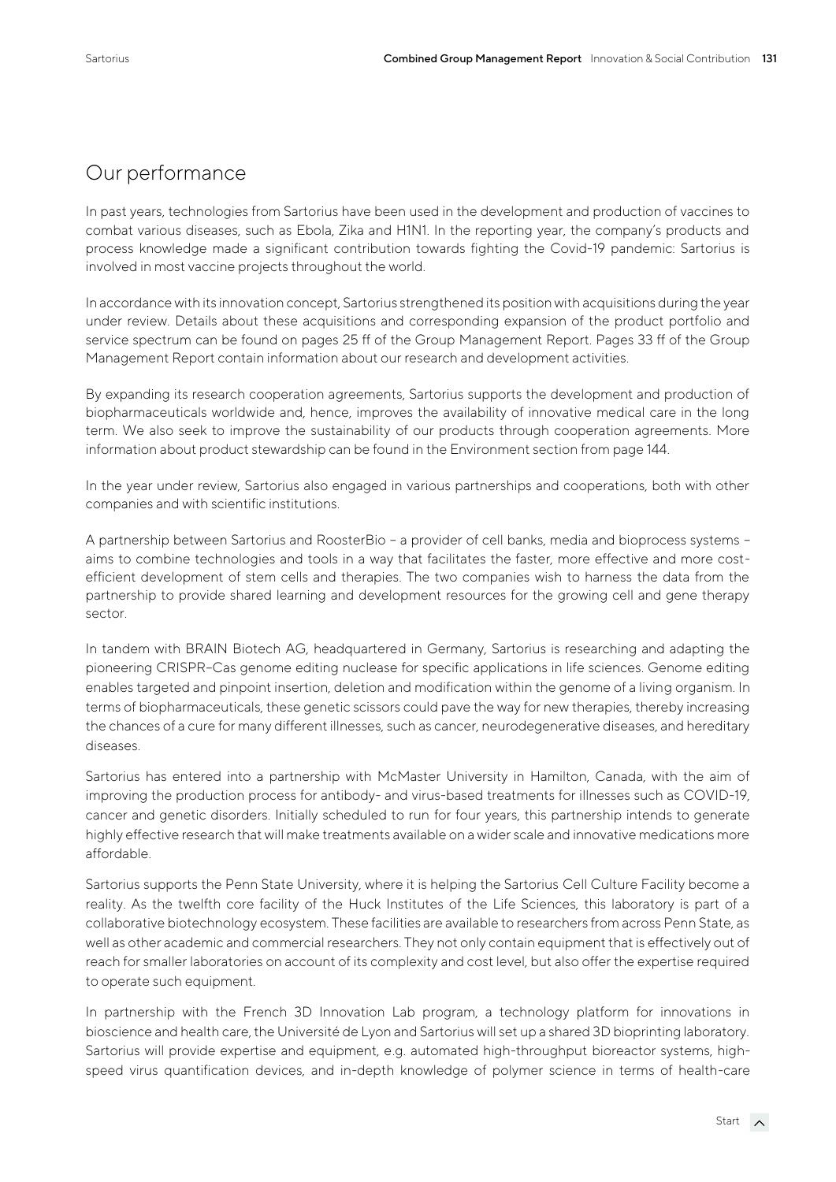## Our performance

In past years, technologies from Sartorius have been used in the development and production of vaccines to combat various diseases, such as Ebola, Zika and H1N1. In the reporting year, the company's products and process knowledge made a significant contribution towards fighting the Covid-19 pandemic: Sartorius is involved in most vaccine projects throughout the world.

In accordance with its innovation concept, Sartorius strengthened its position with acquisitions during the year under review. Details about these acquisitions and corresponding expansion of the product portfolio and service spectrum can be found on pages 25 ff of the Group Management Report. Pages 33 ff of the Group Management Report contain information about our research and development activities.

By expanding its research cooperation agreements, Sartorius supports the development and production of biopharmaceuticals worldwide and, hence, improves the availability of innovative medical care in the long term. We also seek to improve the sustainability of our products through cooperation agreements. More information about product stewardship can be found in the Environment section from page 144.

In the year under review, Sartorius also engaged in various partnerships and cooperations, both with other companies and with scientific institutions.

A partnership between Sartorius and RoosterBio – a provider of cell banks, media and bioprocess systems – aims to combine technologies and tools in a way that facilitates the faster, more effective and more cost-efficient development of stem cells and therapies. The two companies wish to harness the data from the partnership to provide shared learning and development resources for the growing cell and gene therapy sector.

In tandem with BRAIN Biotech AG, headquartered in Germany, Sartorius is researching and adapting the pioneering CRISPR-Cas genome editing nuclease for specific applications in life sciences. Genome editing enables targeted and pinpoint insertion, deletion and modification within the genome of a living organism. In terms of biopharmaceuticals, these genetic scissors could pave the way for new therapies, thereby increasing the chances of a cure for many different illnesses, such as cancer, neurodegenerative diseases, and hereditary diseases.

Sartorius has entered into a partnership with McMaster University in Hamilton, Canada, with the aim of improving the production process for antibody- and virus-based treatments for illnesses such as COVID-19, cancer and genetic disorders. Initially scheduled to run for four years, this partnership intends to generate highly effective research that will make treatments available on a wider scale and innovative medications more affordable.

Sartorius supports the Penn State University, where it is helping the Sartorius Cell Culture Facility become a reality. As the twelfth core facility of the Huck Institutes of the Life Sciences, this laboratory is part of a collaborative biotechnology ecosystem. These facilities are available to researchers from across Penn State, as well as other academic and commercial researchers. They not only contain equipment that is effectively out of reach for smaller laboratories on account of its complexity and cost level, but also offer the expertise required to operate such equipment.

In partnership with the French 3D Innovation Lab program, a technology platform for innovations in bioscience and health care, the Université de Lyon and Sartorius will set up a shared 3D bioprinting laboratory. Sartorius will provide expertise and equipment, e.g. automated high-throughput bioreactor systems, high-speed virus quantification devices, and in-depth knowledge of polymer science in terms of health-care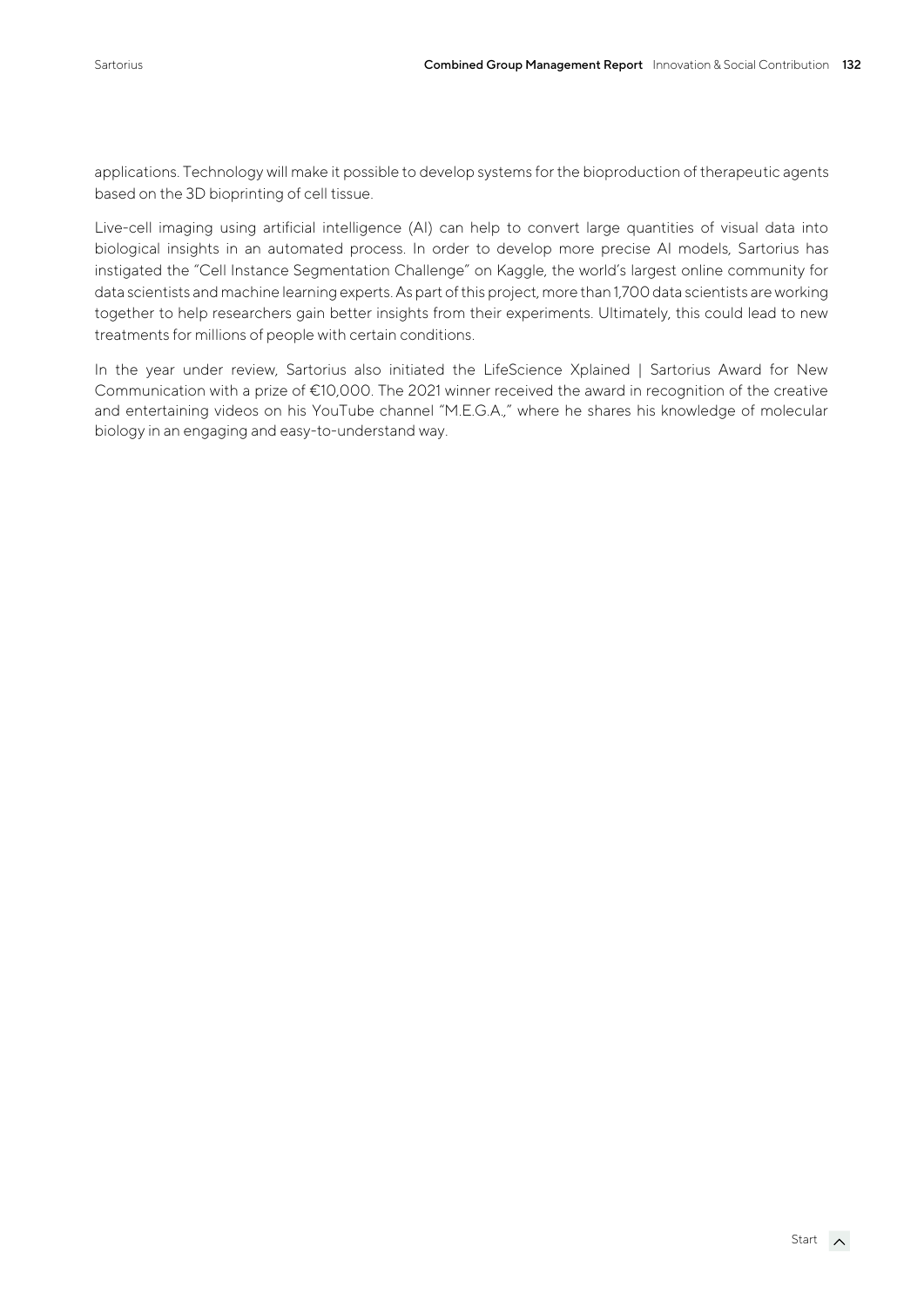applications. Technology will make it possible to develop systems for the bioproduction of therapeutic agents based on the 3D bioprinting of cell tissue.

Live-cell imaging using artificial intelligence (AI) can help to convert large quantities of visual data into biological insights in an automated process. In order to develop more precise AI models, Sartorius has instigated the "Cell Instance Segmentation Challenge" on Kaggle, the world's largest online community for data scientists and machine learning experts. As part of this project, more than 1,700 data scientists are working together to help researchers gain better insights from their experiments. Ultimately, this could lead to new treatments for millions of people with certain conditions.

In the year under review, Sartorius also initiated the LifeScience Xplained | Sartorius Award for New Communication with a prize of €10,000. The 2021 winner received the award in recognition of the creative and entertaining videos on his YouTube channel "M.E.G.A.," where he shares his knowledge of molecular biology in an engaging and easy-to-understand way.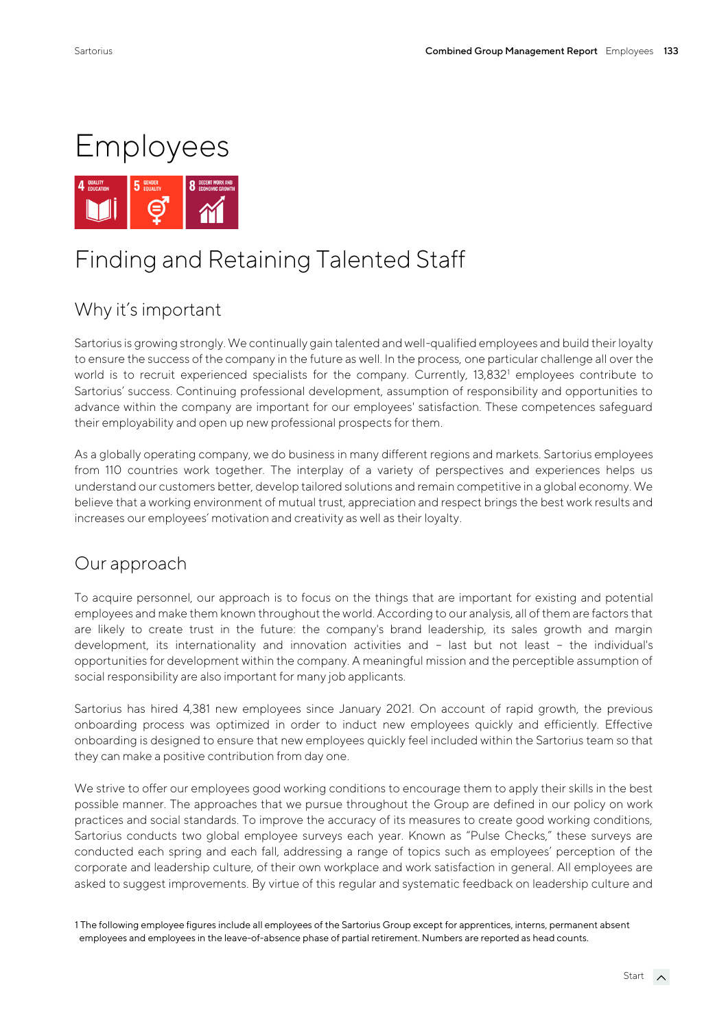# Employees

# Finding and Retaining Talented Staff

## Why it's important

Sartorius is growing strongly. We continually gain talented and well-qualified employees and build their loyalty to ensure the success of the company in the future as well. In the process, one particular challenge all over the world is to recruit experienced specialists for the company. Currently, 13,832[1] employees contribute to Sartorius' success. Continuing professional development, assumption of responsibility and opportunities to advance within the company are important for our employees' satisfaction. These competences safeguard their employability and open up new professional prospects for them.

As a globally operating company, we do business in many different regions and markets. Sartorius employees from 110 countries work together. The interplay of a variety of perspectives and experiences helps us understand our customers better, develop tailored solutions and remain competitive in a global economy. We believe that a working environment of mutual trust, appreciation and respect brings the best work results and increases our employees' motivation and creativity as well as their loyalty.

## Our approach

To acquire personnel, our approach is to focus on the things that are important for existing and potential employees and make them known throughout the world. According to our analysis, all of them are factors that are likely to create trust in the future: the company's brand leadership, its sales growth and margin development, its internationality and innovation activities and – last but not least – the individual's opportunities for development within the company. A meaningful mission and the perceptible assumption of social responsibility are also important for many job applicants.

Sartorius has hired 4,381 new employees since January 2021. On account of rapid growth, the previous onboarding process was optimized in order to induct new employees quickly and efficiently. Effective onboarding is designed to ensure that new employees quickly feel included within the Sartorius team so that they can make a positive contribution from day one.

We strive to offer our employees good working conditions to encourage them to apply their skills in the best possible manner. The approaches that we pursue throughout the Group are defined in our policy on work practices and social standards. To improve the accuracy of its measures to create good working conditions, Sartorius conducts two global employee surveys each year. Known as "Pulse Checks," these surveys are conducted each spring and each fall, addressing a range of topics such as employees' perception of the corporate and leadership culture, of their own workplace and work satisfaction in general. All employees are asked to suggest improvements. By virtue of this regular and systematic feedback on leadership culture and

1 The following employee figures include all employees of the Sartorius Group except for apprentices, interns, permanent absent employees and employees in the leave-of-absence phase of partial retirement. Numbers are reported as head counts.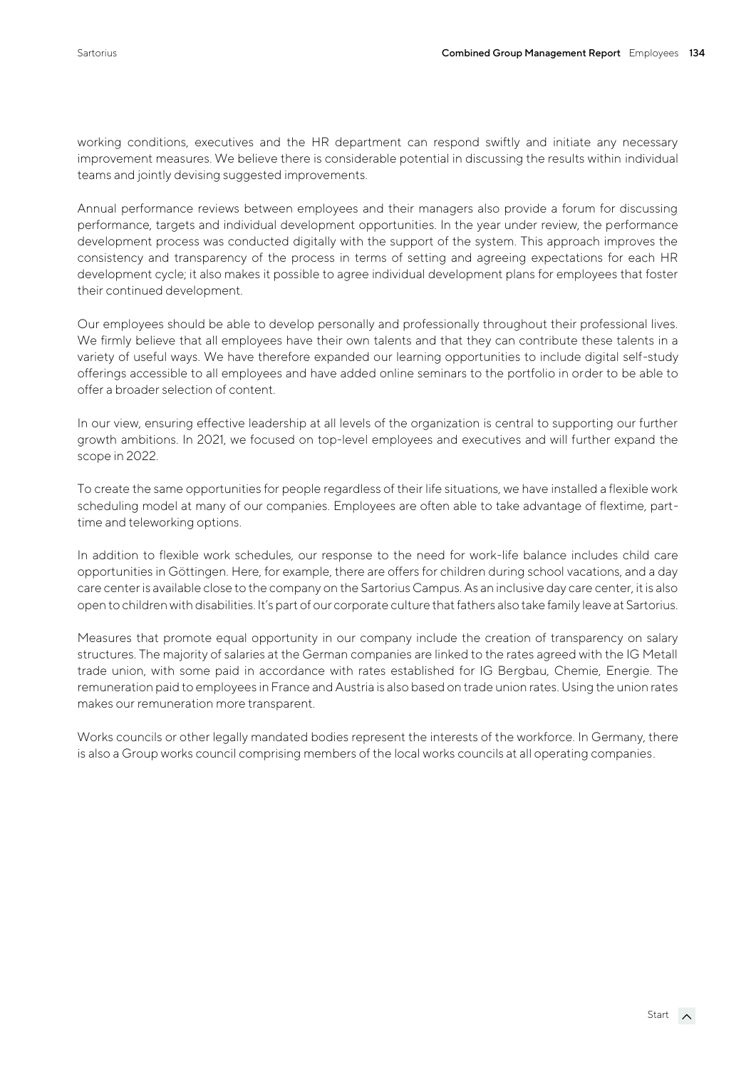working conditions, executives and the HR department can respond swiftly and initiate any necessary improvement measures. We believe there is considerable potential in discussing the results within individual teams and jointly devising suggested improvements.

Annual performance reviews between employees and their managers also provide a forum for discussing performance, targets and individual development opportunities. In the year under review, the performance development process was conducted digitally with the support of the system. This approach improves the consistency and transparency of the process in terms of setting and agreeing expectations for each HR development cycle; it also makes it possible to agree individual development plans for employees that foster their continued development.

Our employees should be able to develop personally and professionally throughout their professional lives. We firmly believe that all employees have their own talents and that they can contribute these talents in a variety of useful ways. We have therefore expanded our learning opportunities to include digital self-study offerings accessible to all employees and have added online seminars to the portfolio in order to be able to offer a broader selection of content.

In our view, ensuring effective leadership at all levels of the organization is central to supporting our further growth ambitions. In 2021, we focused on top-level employees and executives and will further expand the scope in 2022.

To create the same opportunities for people regardless of their life situations, we have installed a flexible work scheduling model at many of our companies. Employees are often able to take advantage of flextime, part-time and teleworking options.

In addition to flexible work schedules, our response to the need for work-life balance includes child care opportunities in Göttingen. Here, for example, there are offers for children during school vacations, and a day care center is available close to the company on the Sartorius Campus. As an inclusive day care center, it is also open to children with disabilities. It's part of our corporate culture that fathers also take family leave at Sartorius.

Measures that promote equal opportunity in our company include the creation of transparency on salary structures. The majority of salaries at the German companies are linked to the rates agreed with the IG Metall trade union, with some paid in accordance with rates established for IG Bergbau, Chemie, Energie. The remuneration paid to employees in France and Austria is also based on trade union rates. Using the union rates makes our remuneration more transparent.

Works councils or other legally mandated bodies represent the interests of the workforce. In Germany, there is also a Group works council comprising members of the local works councils at all operating companies.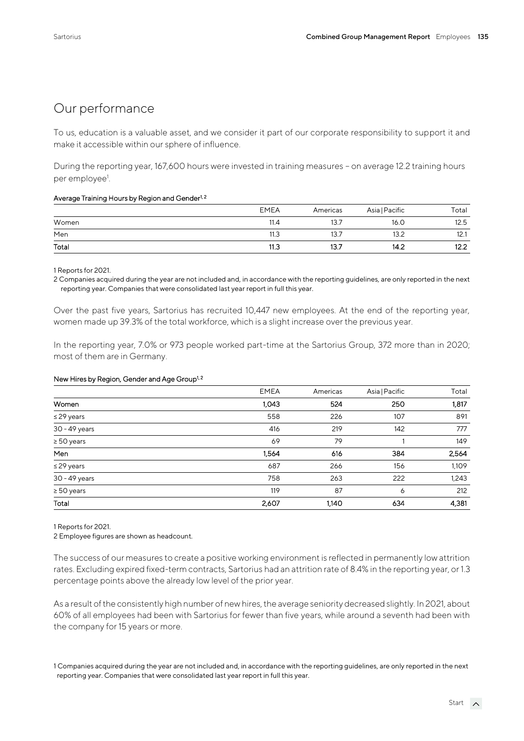## Our performance

To us, education is a valuable asset, and we consider it part of our corporate responsibility to support it and make it accessible within our sphere of influence.

During the reporting year, 167,600 hours were invested in training measures – on average 12.2 training hours per employee[1].

**Average Training Hours by Region and Gender[1, 2]**

| | EMEA | Americas | Asia \| Pacific | Total |
|---|---|---|---|---|
| Women | 11.4 | 13.7 | 16.0 | 12.5 |
| Men | 11.3 | 13.7 | 13.2 | 12.1 |
| **Total** | **11.3** | **13.7** | **14.2** | **12.2** |

1 Reports for 2021.

2 Companies acquired during the year are not included and, in accordance with the reporting guidelines, are only reported in the next reporting year. Companies that were consolidated last year report in full this year.

Over the past five years, Sartorius has recruited 10,447 new employees. At the end of the reporting year, women made up 39.3% of the total workforce, which is a slight increase over the previous year.

In the reporting year, 7.0% or 973 people worked part-time at the Sartorius Group, 372 more than in 2020; most of them are in Germany.

**New Hires by Region, Gender and Age Group[1, 2]**

| | EMEA | Americas | Asia \| Pacific | Total |
|---|---|---|---|---|
| **Women** | **1,043** | **524** | **250** | **1,817** |
| ≤ 29 years | 558 | 226 | 107 | 891 |
| 30 - 49 years | 416 | 219 | 142 | 777 |
| ≥ 50 years | 69 | 79 | 1 | 149 |
| **Men** | **1,564** | **616** | **384** | **2,564** |
| ≤ 29 years | 687 | 266 | 156 | 1,109 |
| 30 - 49 years | 758 | 263 | 222 | 1,243 |
| ≥ 50 years | 119 | 87 | 6 | 212 |
| **Total** | **2,607** | **1,140** | **634** | **4,381** |

1 Reports for 2021.

2 Employee figures are shown as headcount.

The success of our measures to create a positive working environment is reflected in permanently low attrition rates. Excluding expired fixed-term contracts, Sartorius had an attrition rate of 8.4% in the reporting year, or 1.3 percentage points above the already low level of the prior year.

As a result of the consistently high number of new hires, the average seniority decreased slightly. In 2021, about 60% of all employees had been with Sartorius for fewer than five years, while around a seventh had been with the company for 15 years or more.

1 Companies acquired during the year are not included and, in accordance with the reporting guidelines, are only reported in the next reporting year. Companies that were consolidated last year report in full this year.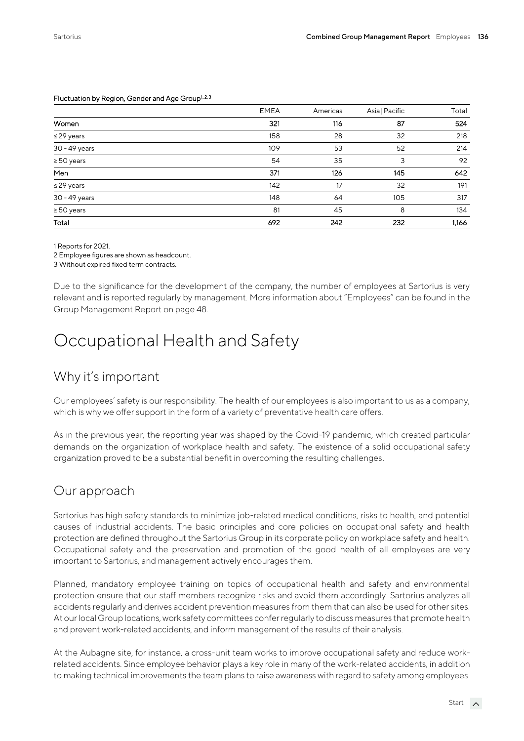Fluctuation by Region, Gender and Age Group[1,2,3]

| | EMEA | Americas | Asia / Pacific | Total |
|---|---|---|---|---|
| **Women** | **321** | **116** | **87** | **524** |
| ≤ 29 years | 158 | 28 | 32 | 218 |
| 30 - 49 years | 109 | 53 | 52 | 214 |
| ≥ 50 years | 54 | 35 | 3 | 92 |
| **Men** | **371** | **126** | **145** | **642** |
| ≤ 29 years | 142 | 17 | 32 | 191 |
| 30 - 49 years | 148 | 64 | 105 | 317 |
| ≥ 50 years | 81 | 45 | 8 | 134 |
| **Total** | **692** | **242** | **232** | **1,166** |

1 Reports for 2021.
2 Employee figures are shown as headcount.
3 Without expired fixed term contracts.

Due to the significance for the development of the company, the number of employees at Sartorius is very relevant and is reported regularly by management. More information about "Employees" can be found in the Group Management Report on page 48.

# Occupational Health and Safety

## Why it's important

Our employees' safety is our responsibility. The health of our employees is also important to us as a company, which is why we offer support in the form of a variety of preventative health care offers.

As in the previous year, the reporting year was shaped by the Covid-19 pandemic, which created particular demands on the organization of workplace health and safety. The existence of a solid occupational safety organization proved to be a substantial benefit in overcoming the resulting challenges.

## Our approach

Sartorius has high safety standards to minimize job-related medical conditions, risks to health, and potential causes of industrial accidents. The basic principles and core policies on occupational safety and health protection are defined throughout the Sartorius Group in its corporate policy on workplace safety and health. Occupational safety and the preservation and promotion of the good health of all employees are very important to Sartorius, and management actively encourages them.

Planned, mandatory employee training on topics of occupational health and safety and environmental protection ensure that our staff members recognize risks and avoid them accordingly. Sartorius analyzes all accidents regularly and derives accident prevention measures from them that can also be used for other sites. At our local Group locations, work safety committees confer regularly to discuss measures that promote health and prevent work-related accidents, and inform management of the results of their analysis.

At the Aubagne site, for instance, a cross-unit team works to improve occupational safety and reduce work-related accidents. Since employee behavior plays a key role in many of the work-related accidents, in addition to making technical improvements the team plans to raise awareness with regard to safety among employees.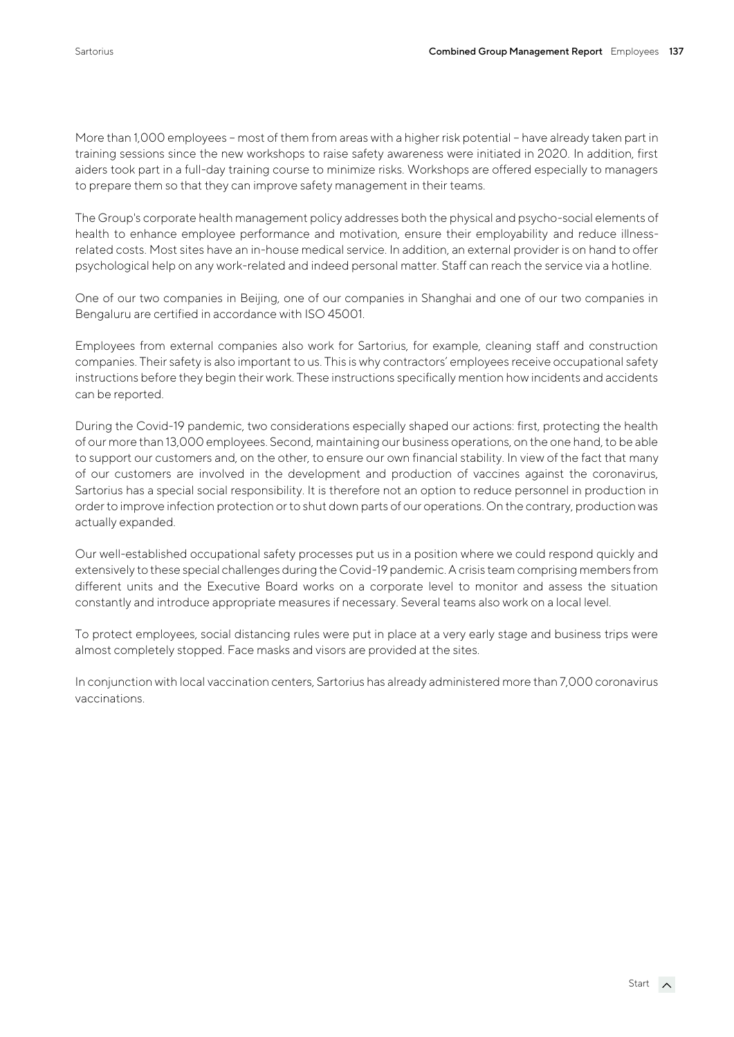More than 1,000 employees – most of them from areas with a higher risk potential – have already taken part in training sessions since the new workshops to raise safety awareness were initiated in 2020. In addition, first aiders took part in a full-day training course to minimize risks. Workshops are offered especially to managers to prepare them so that they can improve safety management in their teams.

The Group's corporate health management policy addresses both the physical and psycho-social elements of health to enhance employee performance and motivation, ensure their employability and reduce illness-related costs. Most sites have an in-house medical service. In addition, an external provider is on hand to offer psychological help on any work-related and indeed personal matter. Staff can reach the service via a hotline.

One of our two companies in Beijing, one of our companies in Shanghai and one of our two companies in Bengaluru are certified in accordance with ISO 45001.

Employees from external companies also work for Sartorius, for example, cleaning staff and construction companies. Their safety is also important to us. This is why contractors' employees receive occupational safety instructions before they begin their work. These instructions specifically mention how incidents and accidents can be reported.

During the Covid-19 pandemic, two considerations especially shaped our actions: first, protecting the health of our more than 13,000 employees. Second, maintaining our business operations, on the one hand, to be able to support our customers and, on the other, to ensure our own financial stability. In view of the fact that many of our customers are involved in the development and production of vaccines against the coronavirus, Sartorius has a special social responsibility. It is therefore not an option to reduce personnel in production in order to improve infection protection or to shut down parts of our operations. On the contrary, production was actually expanded.

Our well-established occupational safety processes put us in a position where we could respond quickly and extensively to these special challenges during the Covid-19 pandemic. A crisis team comprising members from different units and the Executive Board works on a corporate level to monitor and assess the situation constantly and introduce appropriate measures if necessary. Several teams also work on a local level.

To protect employees, social distancing rules were put in place at a very early stage and business trips were almost completely stopped. Face masks and visors are provided at the sites.

In conjunction with local vaccination centers, Sartorius has already administered more than 7,000 coronavirus vaccinations.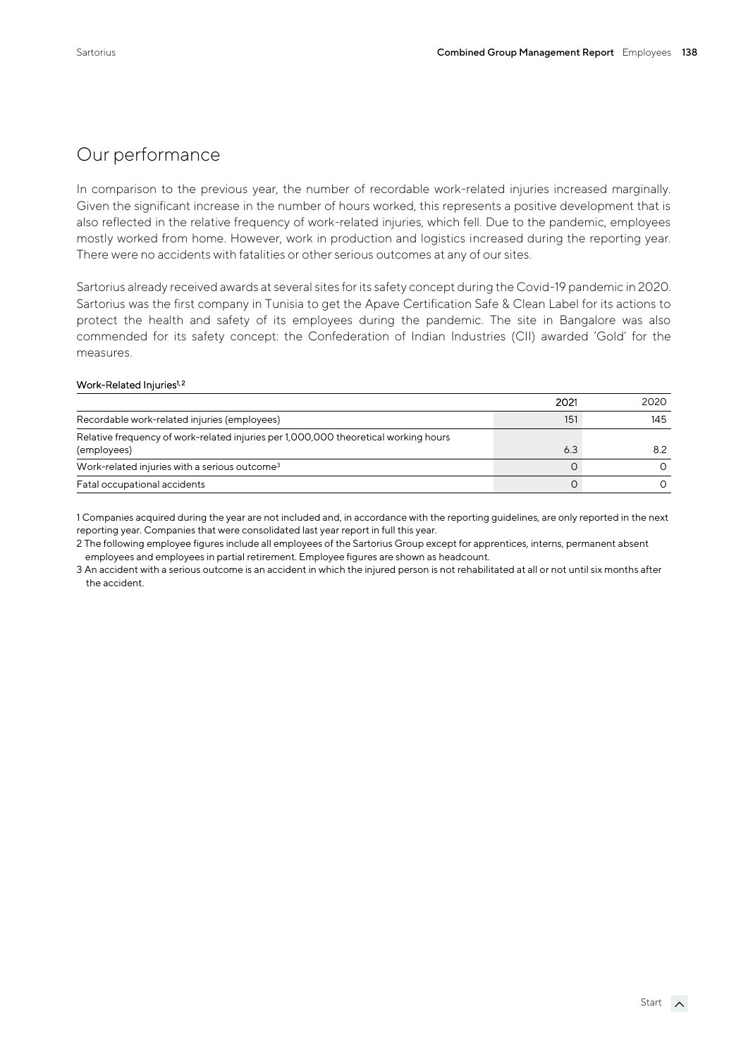## Our performance

In comparison to the previous year, the number of recordable work-related injuries increased marginally. Given the significant increase in the number of hours worked, this represents a positive development that is also reflected in the relative frequency of work-related injuries, which fell. Due to the pandemic, employees mostly worked from home. However, work in production and logistics increased during the reporting year. There were no accidents with fatalities or other serious outcomes at any of our sites.

Sartorius already received awards at several sites for its safety concept during the Covid-19 pandemic in 2020. Sartorius was the first company in Tunisia to get the Apave Certification Safe & Clean Label for its actions to protect the health and safety of its employees during the pandemic. The site in Bangalore was also commended for its safety concept: the Confederation of Indian Industries (CII) awarded 'Gold' for the measures.

**Work-Related Injuries[1,2]**

| | 2021 | 2020 |
|---|---|---|
| Recordable work-related injuries (employees) | 151 | 145 |
| Relative frequency of work-related injuries per 1,000,000 theoretical working hours (employees) | 6.3 | 8.2 |
| Work-related injuries with a serious outcome[3] | 0 | 0 |
| Fatal occupational accidents | 0 | 0 |

1 Companies acquired during the year are not included and, in accordance with the reporting guidelines, are only reported in the next reporting year. Companies that were consolidated last year report in full this year.

2 The following employee figures include all employees of the Sartorius Group except for apprentices, interns, permanent absent employees and employees in partial retirement. Employee figures are shown as headcount.

3 An accident with a serious outcome is an accident in which the injured person is not rehabilitated at all or not until six months after the accident.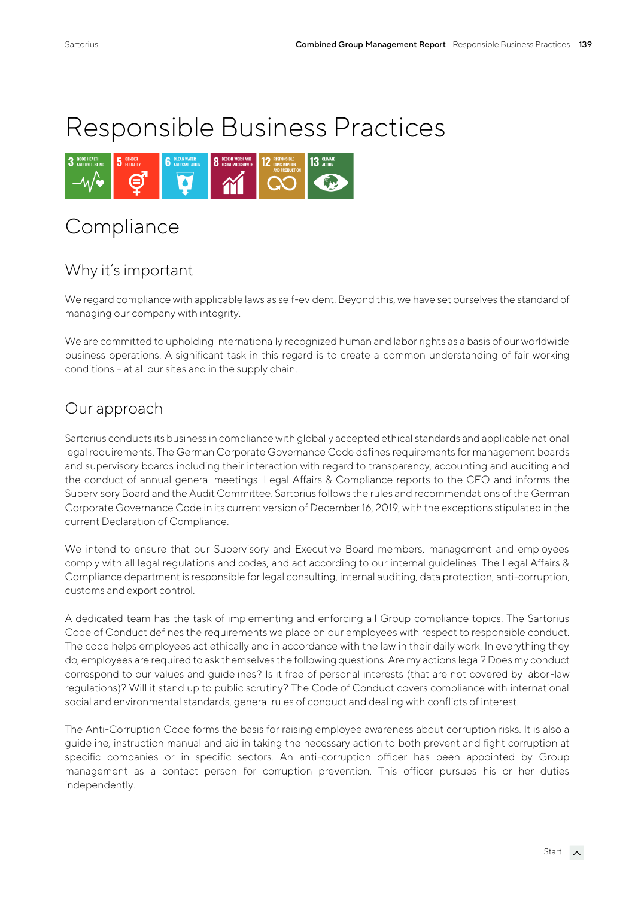# Responsible Business Practices

## Compliance

### Why it's important

We regard compliance with applicable laws as self-evident. Beyond this, we have set ourselves the standard of managing our company with integrity.

We are committed to upholding internationally recognized human and labor rights as a basis of our worldwide business operations. A significant task in this regard is to create a common understanding of fair working conditions – at all our sites and in the supply chain.

### Our approach

Sartorius conducts its business in compliance with globally accepted ethical standards and applicable national legal requirements. The German Corporate Governance Code defines requirements for management boards and supervisory boards including their interaction with regard to transparency, accounting and auditing and the conduct of annual general meetings. Legal Affairs & Compliance reports to the CEO and informs the Supervisory Board and the Audit Committee. Sartorius follows the rules and recommendations of the German Corporate Governance Code in its current version of December 16, 2019, with the exceptions stipulated in the current Declaration of Compliance.

We intend to ensure that our Supervisory and Executive Board members, management and employees comply with all legal regulations and codes, and act according to our internal guidelines. The Legal Affairs & Compliance department is responsible for legal consulting, internal auditing, data protection, anti-corruption, customs and export control.

A dedicated team has the task of implementing and enforcing all Group compliance topics. The Sartorius Code of Conduct defines the requirements we place on our employees with respect to responsible conduct. The code helps employees act ethically and in accordance with the law in their daily work. In everything they do, employees are required to ask themselves the following questions: Are my actions legal? Does my conduct correspond to our values and guidelines? Is it free of personal interests (that are not covered by labor-law regulations)? Will it stand up to public scrutiny? The Code of Conduct covers compliance with international social and environmental standards, general rules of conduct and dealing with conflicts of interest.

The Anti-Corruption Code forms the basis for raising employee awareness about corruption risks. It is also a guideline, instruction manual and aid in taking the necessary action to both prevent and fight corruption at specific companies or in specific sectors. An anti-corruption officer has been appointed by Group management as a contact person for corruption prevention. This officer pursues his or her duties independently.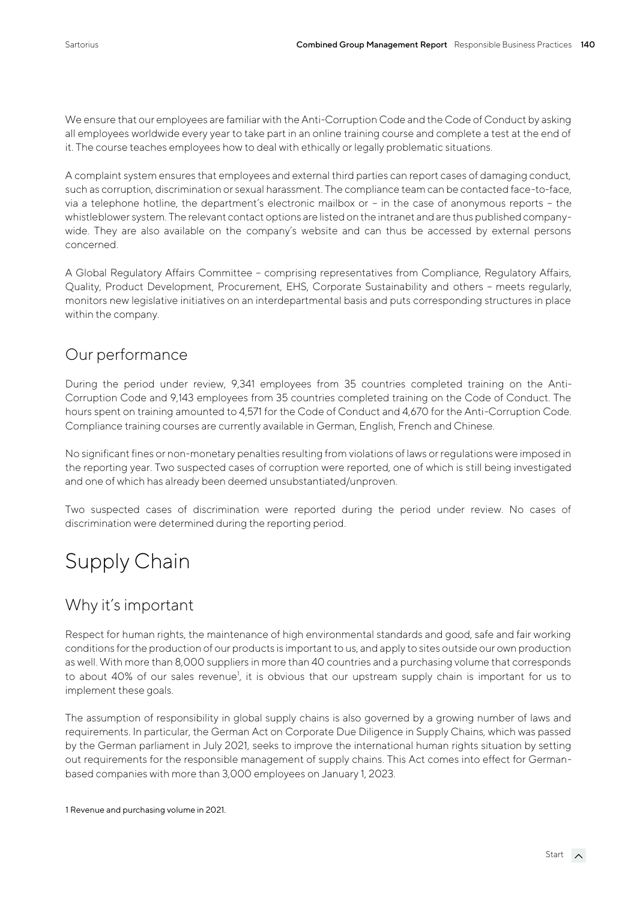We ensure that our employees are familiar with the Anti-Corruption Code and the Code of Conduct by asking all employees worldwide every year to take part in an online training course and complete a test at the end of it. The course teaches employees how to deal with ethically or legally problematic situations.

A complaint system ensures that employees and external third parties can report cases of damaging conduct, such as corruption, discrimination or sexual harassment. The compliance team can be contacted face-to-face, via a telephone hotline, the department's electronic mailbox or – in the case of anonymous reports – the whistleblower system. The relevant contact options are listed on the intranet and are thus published company-wide. They are also available on the company's website and can thus be accessed by external persons concerned.

A Global Regulatory Affairs Committee – comprising representatives from Compliance, Regulatory Affairs, Quality, Product Development, Procurement, EHS, Corporate Sustainability and others – meets regularly, monitors new legislative initiatives on an interdepartmental basis and puts corresponding structures in place within the company.

## Our performance

During the period under review, 9,341 employees from 35 countries completed training on the Anti-Corruption Code and 9,143 employees from 35 countries completed training on the Code of Conduct. The hours spent on training amounted to 4,571 for the Code of Conduct and 4,670 for the Anti-Corruption Code. Compliance training courses are currently available in German, English, French and Chinese.

No significant fines or non-monetary penalties resulting from violations of laws or regulations were imposed in the reporting year. Two suspected cases of corruption were reported, one of which is still being investigated and one of which has already been deemed unsubstantiated/unproven.

Two suspected cases of discrimination were reported during the period under review. No cases of discrimination were determined during the reporting period.

# Supply Chain

## Why it's important

Respect for human rights, the maintenance of high environmental standards and good, safe and fair working conditions for the production of our products is important to us, and apply to sites outside our own production as well. With more than 8,000 suppliers in more than 40 countries and a purchasing volume that corresponds to about 40% of our sales revenue[1], it is obvious that our upstream supply chain is important for us to implement these goals.

The assumption of responsibility in global supply chains is also governed by a growing number of laws and requirements. In particular, the German Act on Corporate Due Diligence in Supply Chains, which was passed by the German parliament in July 2021, seeks to improve the international human rights situation by setting out requirements for the responsible management of supply chains. This Act comes into effect for German-based companies with more than 3,000 employees on January 1, 2023.

1 Revenue and purchasing volume in 2021.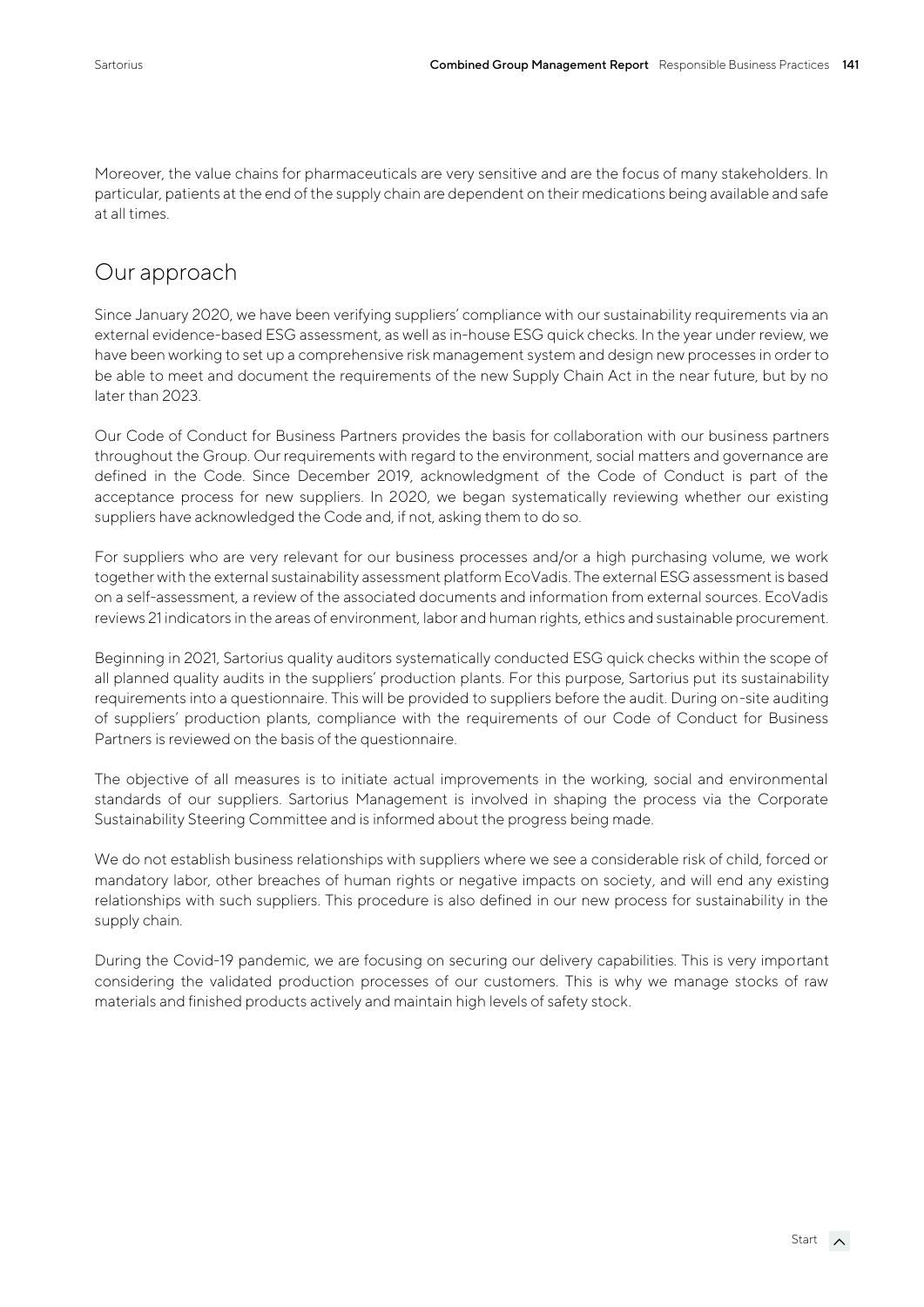Moreover, the value chains for pharmaceuticals are very sensitive and are the focus of many stakeholders. In particular, patients at the end of the supply chain are dependent on their medications being available and safe at all times.

## Our approach

Since January 2020, we have been verifying suppliers' compliance with our sustainability requirements via an external evidence-based ESG assessment, as well as in-house ESG quick checks. In the year under review, we have been working to set up a comprehensive risk management system and design new processes in order to be able to meet and document the requirements of the new Supply Chain Act in the near future, but by no later than 2023.

Our Code of Conduct for Business Partners provides the basis for collaboration with our business partners throughout the Group. Our requirements with regard to the environment, social matters and governance are defined in the Code. Since December 2019, acknowledgment of the Code of Conduct is part of the acceptance process for new suppliers. In 2020, we began systematically reviewing whether our existing suppliers have acknowledged the Code and, if not, asking them to do so.

For suppliers who are very relevant for our business processes and/or a high purchasing volume, we work together with the external sustainability assessment platform EcoVadis. The external ESG assessment is based on a self-assessment, a review of the associated documents and information from external sources. EcoVadis reviews 21 indicators in the areas of environment, labor and human rights, ethics and sustainable procurement.

Beginning in 2021, Sartorius quality auditors systematically conducted ESG quick checks within the scope of all planned quality audits in the suppliers' production plants. For this purpose, Sartorius put its sustainability requirements into a questionnaire. This will be provided to suppliers before the audit. During on-site auditing of suppliers' production plants, compliance with the requirements of our Code of Conduct for Business Partners is reviewed on the basis of the questionnaire.

The objective of all measures is to initiate actual improvements in the working, social and environmental standards of our suppliers. Sartorius Management is involved in shaping the process via the Corporate Sustainability Steering Committee and is informed about the progress being made.

We do not establish business relationships with suppliers where we see a considerable risk of child, forced or mandatory labor, other breaches of human rights or negative impacts on society, and will end any existing relationships with such suppliers. This procedure is also defined in our new process for sustainability in the supply chain.

During the Covid-19 pandemic, we are focusing on securing our delivery capabilities. This is very important considering the validated production processes of our customers. This is why we manage stocks of raw materials and finished products actively and maintain high levels of safety stock.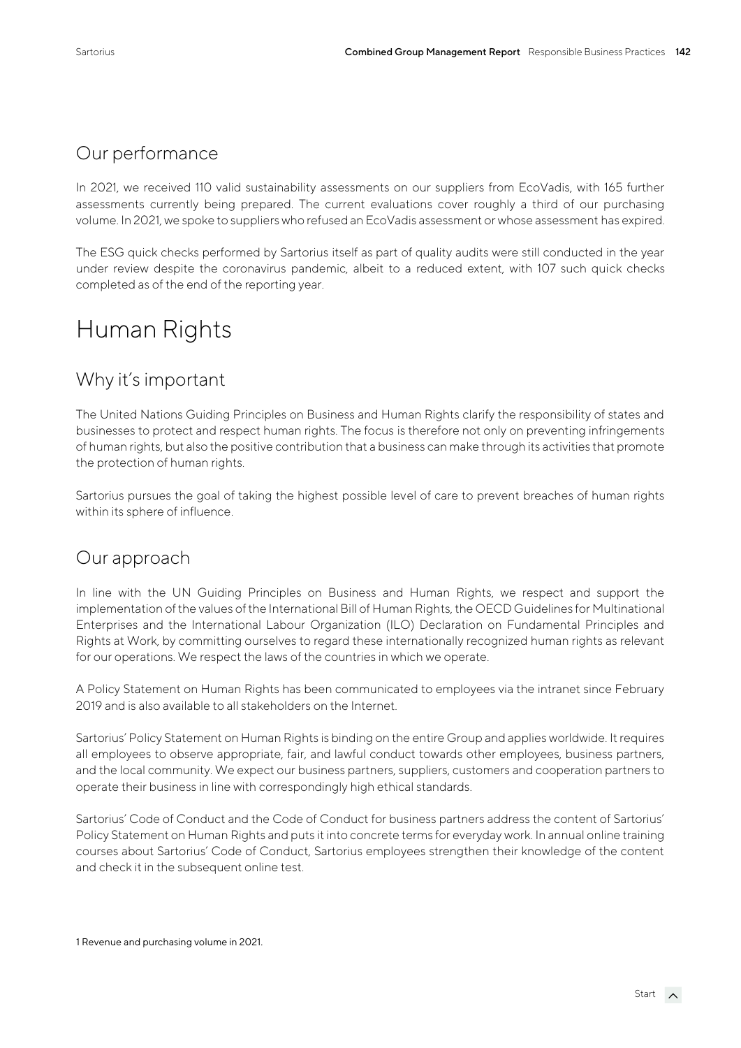## Our performance

In 2021, we received 110 valid sustainability assessments on our suppliers from EcoVadis, with 165 further assessments currently being prepared. The current evaluations cover roughly a third of our purchasing volume. In 2021, we spoke to suppliers who refused an EcoVadis assessment or whose assessment has expired.

The ESG quick checks performed by Sartorius itself as part of quality audits were still conducted in the year under review despite the coronavirus pandemic, albeit to a reduced extent, with 107 such quick checks completed as of the end of the reporting year.

# Human Rights

## Why it's important

The United Nations Guiding Principles on Business and Human Rights clarify the responsibility of states and businesses to protect and respect human rights. The focus is therefore not only on preventing infringements of human rights, but also the positive contribution that a business can make through its activities that promote the protection of human rights.

Sartorius pursues the goal of taking the highest possible level of care to prevent breaches of human rights within its sphere of influence.

## Our approach

In line with the UN Guiding Principles on Business and Human Rights, we respect and support the implementation of the values of the International Bill of Human Rights, the OECD Guidelines for Multinational Enterprises and the International Labour Organization (ILO) Declaration on Fundamental Principles and Rights at Work, by committing ourselves to regard these internationally recognized human rights as relevant for our operations. We respect the laws of the countries in which we operate.

A Policy Statement on Human Rights has been communicated to employees via the intranet since February 2019 and is also available to all stakeholders on the Internet.

Sartorius' Policy Statement on Human Rights is binding on the entire Group and applies worldwide. It requires all employees to observe appropriate, fair, and lawful conduct towards other employees, business partners, and the local community. We expect our business partners, suppliers, customers and cooperation partners to operate their business in line with correspondingly high ethical standards.

Sartorius' Code of Conduct and the Code of Conduct for business partners address the content of Sartorius' Policy Statement on Human Rights and puts it into concrete terms for everyday work. In annual online training courses about Sartorius' Code of Conduct, Sartorius employees strengthen their knowledge of the content and check it in the subsequent online test.

1 Revenue and purchasing volume in 2021.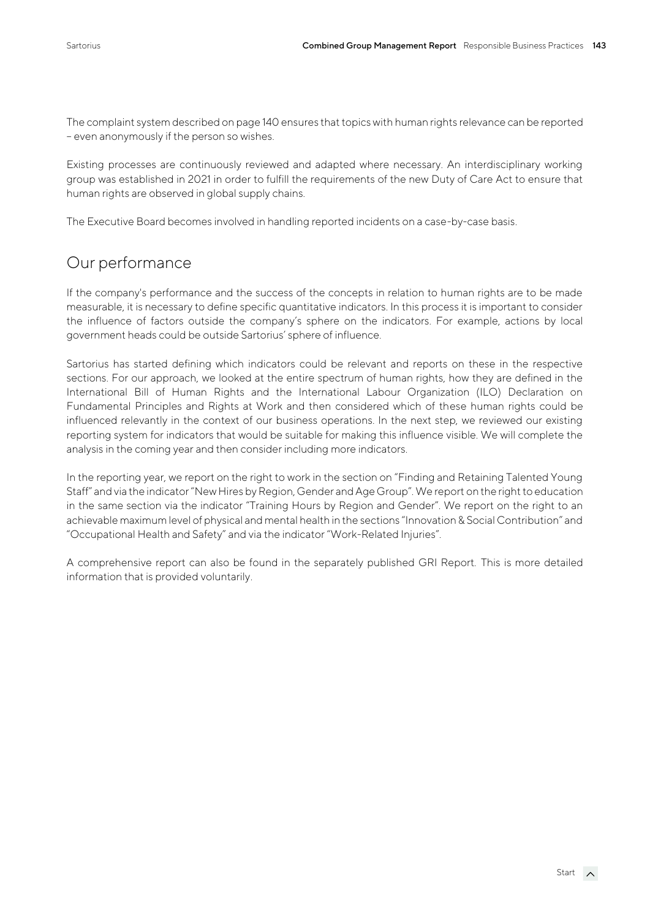The complaint system described on page 140 ensures that topics with human rights relevance can be reported – even anonymously if the person so wishes.

Existing processes are continuously reviewed and adapted where necessary. An interdisciplinary working group was established in 2021 in order to fulfill the requirements of the new Duty of Care Act to ensure that human rights are observed in global supply chains.

The Executive Board becomes involved in handling reported incidents on a case-by-case basis.

## Our performance

If the company's performance and the success of the concepts in relation to human rights are to be made measurable, it is necessary to define specific quantitative indicators. In this process it is important to consider the influence of factors outside the company's sphere on the indicators. For example, actions by local government heads could be outside Sartorius' sphere of influence.

Sartorius has started defining which indicators could be relevant and reports on these in the respective sections. For our approach, we looked at the entire spectrum of human rights, how they are defined in the International Bill of Human Rights and the International Labour Organization (ILO) Declaration on Fundamental Principles and Rights at Work and then considered which of these human rights could be influenced relevantly in the context of our business operations. In the next step, we reviewed our existing reporting system for indicators that would be suitable for making this influence visible. We will complete the analysis in the coming year and then consider including more indicators.

In the reporting year, we report on the right to work in the section on "Finding and Retaining Talented Young Staff" and via the indicator "New Hires by Region, Gender and Age Group". We report on the right to education in the same section via the indicator "Training Hours by Region and Gender". We report on the right to an achievable maximum level of physical and mental health in the sections "Innovation & Social Contribution" and "Occupational Health and Safety" and via the indicator "Work-Related Injuries".

A comprehensive report can also be found in the separately published GRI Report. This is more detailed information that is provided voluntarily.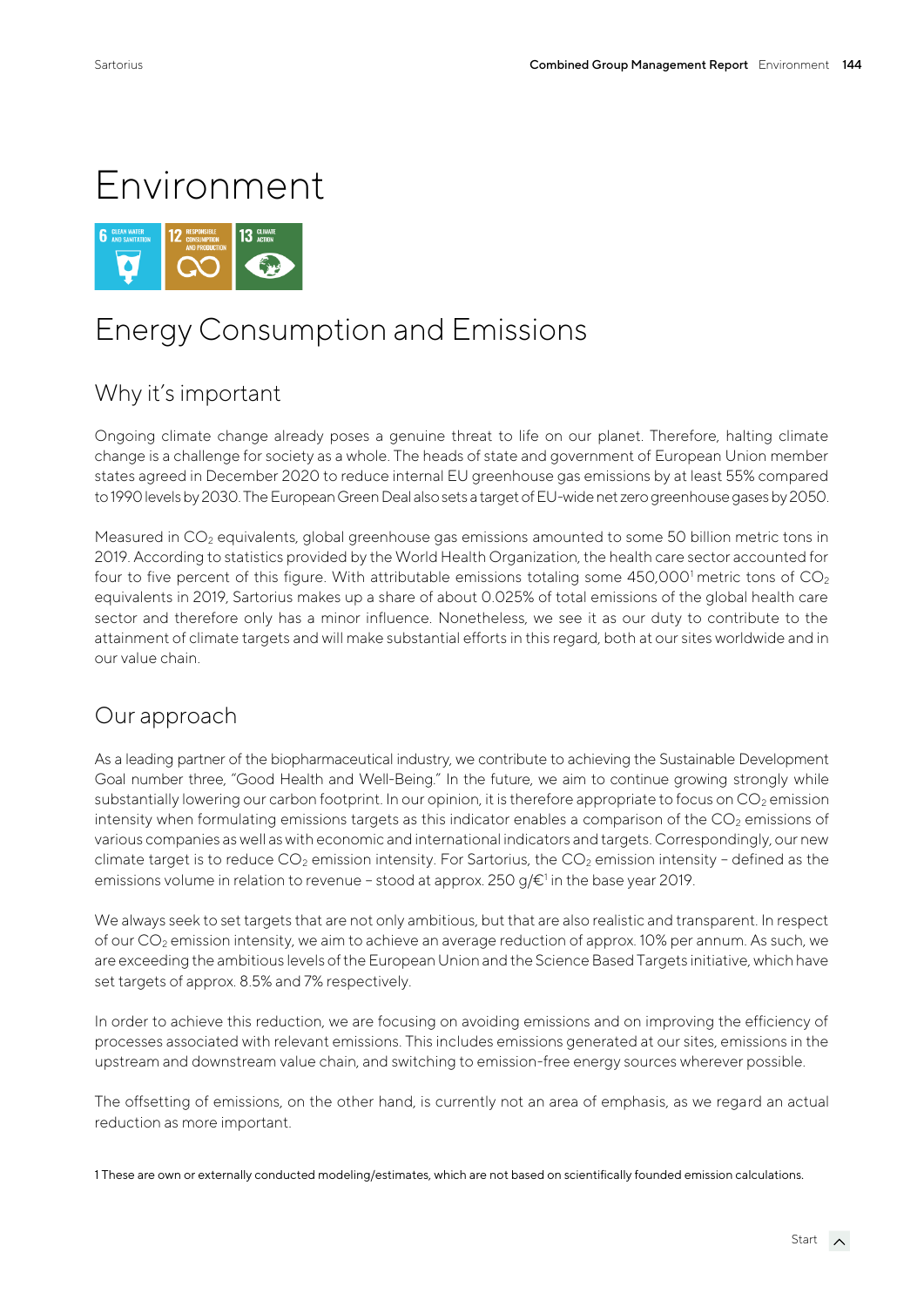# Environment

## Energy Consumption and Emissions

### Why it's important

Ongoing climate change already poses a genuine threat to life on our planet. Therefore, halting climate change is a challenge for society as a whole. The heads of state and government of European Union member states agreed in December 2020 to reduce internal EU greenhouse gas emissions by at least 55% compared to 1990 levels by 2030. The European Green Deal also sets a target of EU-wide net zero greenhouse gases by 2050.

Measured in $CO_2$ equivalents, global greenhouse gas emissions amounted to some 50 billion metric tons in 2019. According to statistics provided by the World Health Organization, the health care sector accounted for four to five percent of this figure. With attributable emissions totaling some 450,000[1] metric tons of $CO_2$ equivalents in 2019, Sartorius makes up a share of about 0.025% of total emissions of the global health care sector and therefore only has a minor influence. Nonetheless, we see it as our duty to contribute to the attainment of climate targets and will make substantial efforts in this regard, both at our sites worldwide and in our value chain.

### Our approach

As a leading partner of the biopharmaceutical industry, we contribute to achieving the Sustainable Development Goal number three, "Good Health and Well-Being." In the future, we aim to continue growing strongly while substantially lowering our carbon footprint. In our opinion, it is therefore appropriate to focus on $CO_2$ emission intensity when formulating emissions targets as this indicator enables a comparison of the $CO_2$ emissions of various companies as well as with economic and international indicators and targets. Correspondingly, our new climate target is to reduce $CO_2$ emission intensity. For Sartorius, the $CO_2$ emission intensity – defined as the emissions volume in relation to revenue – stood at approx. 250 g/€[1] in the base year 2019.

We always seek to set targets that are not only ambitious, but that are also realistic and transparent. In respect of our $CO_2$ emission intensity, we aim to achieve an average reduction of approx. 10% per annum. As such, we are exceeding the ambitious levels of the European Union and the Science Based Targets initiative, which have set targets of approx. 8.5% and 7% respectively.

In order to achieve this reduction, we are focusing on avoiding emissions and on improving the efficiency of processes associated with relevant emissions. This includes emissions generated at our sites, emissions in the upstream and downstream value chain, and switching to emission-free energy sources wherever possible.

The offsetting of emissions, on the other hand, is currently not an area of emphasis, as we regard an actual reduction as more important.

1 These are own or externally conducted modeling/estimates, which are not based on scientifically founded emission calculations.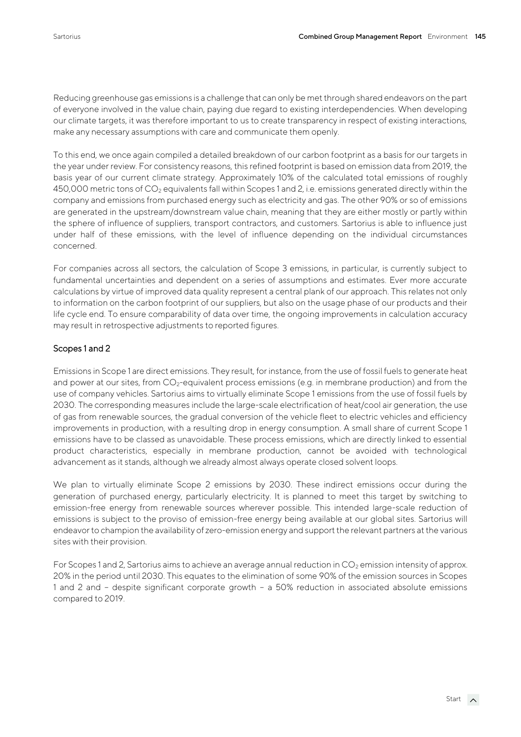Reducing greenhouse gas emissions is a challenge that can only be met through shared endeavors on the part of everyone involved in the value chain, paying due regard to existing interdependencies. When developing our climate targets, it was therefore important to us to create transparency in respect of existing interactions, make any necessary assumptions with care and communicate them openly.

To this end, we once again compiled a detailed breakdown of our carbon footprint as a basis for our targets in the year under review. For consistency reasons, this refined footprint is based on emission data from 2019, the basis year of our current climate strategy. Approximately 10% of the calculated total emissions of roughly 450,000 metric tons of $CO_2$ equivalents fall within Scopes 1 and 2, i.e. emissions generated directly within the company and emissions from purchased energy such as electricity and gas. The other 90% or so of emissions are generated in the upstream/downstream value chain, meaning that they are either mostly or partly within the sphere of influence of suppliers, transport contractors, and customers. Sartorius is able to influence just under half of these emissions, with the level of influence depending on the individual circumstances concerned.

For companies across all sectors, the calculation of Scope 3 emissions, in particular, is currently subject to fundamental uncertainties and dependent on a series of assumptions and estimates. Ever more accurate calculations by virtue of improved data quality represent a central plank of our approach. This relates not only to information on the carbon footprint of our suppliers, but also on the usage phase of our products and their life cycle end. To ensure comparability of data over time, the ongoing improvements in calculation accuracy may result in retrospective adjustments to reported figures.

### Scopes 1 and 2

Emissions in Scope 1 are direct emissions. They result, for instance, from the use of fossil fuels to generate heat and power at our sites, from $CO_2$-equivalent process emissions (e.g. in membrane production) and from the use of company vehicles. Sartorius aims to virtually eliminate Scope 1 emissions from the use of fossil fuels by 2030. The corresponding measures include the large-scale electrification of heat/cool air generation, the use of gas from renewable sources, the gradual conversion of the vehicle fleet to electric vehicles and efficiency improvements in production, with a resulting drop in energy consumption. A small share of current Scope 1 emissions have to be classed as unavoidable. These process emissions, which are directly linked to essential product characteristics, especially in membrane production, cannot be avoided with technological advancement as it stands, although we already almost always operate closed solvent loops.

We plan to virtually eliminate Scope 2 emissions by 2030. These indirect emissions occur during the generation of purchased energy, particularly electricity. It is planned to meet this target by switching to emission-free energy from renewable sources wherever possible. This intended large-scale reduction of emissions is subject to the proviso of emission-free energy being available at our global sites. Sartorius will endeavor to champion the availability of zero-emission energy and support the relevant partners at the various sites with their provision.

For Scopes 1 and 2, Sartorius aims to achieve an average annual reduction in $CO_2$ emission intensity of approx. 20% in the period until 2030. This equates to the elimination of some 90% of the emission sources in Scopes 1 and 2 and – despite significant corporate growth – a 50% reduction in associated absolute emissions compared to 2019.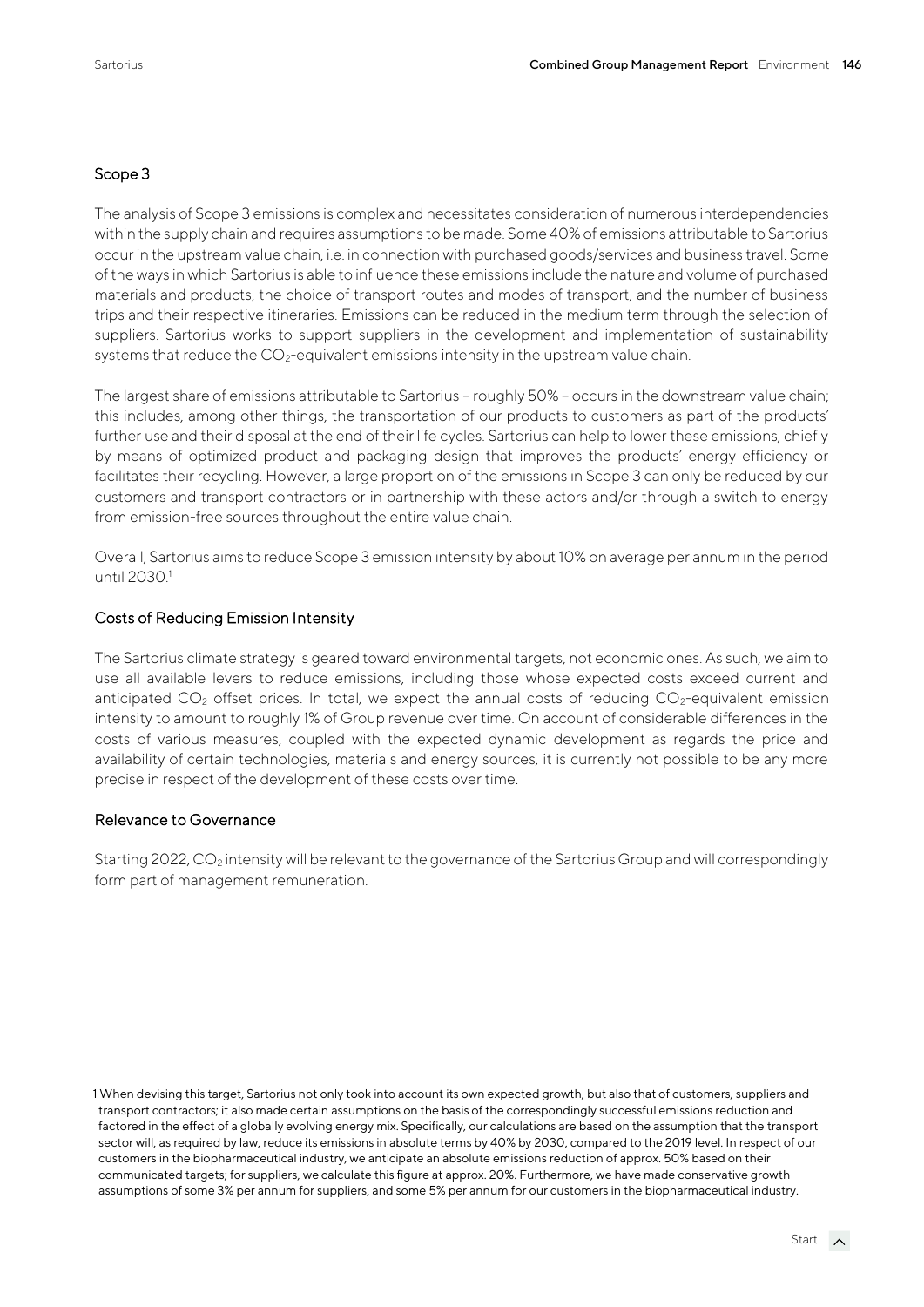## Scope 3

The analysis of Scope 3 emissions is complex and necessitates consideration of numerous interdependencies within the supply chain and requires assumptions to be made. Some 40% of emissions attributable to Sartorius occur in the upstream value chain, i.e. in connection with purchased goods/services and business travel. Some of the ways in which Sartorius is able to influence these emissions include the nature and volume of purchased materials and products, the choice of transport routes and modes of transport, and the number of business trips and their respective itineraries. Emissions can be reduced in the medium term through the selection of suppliers. Sartorius works to support suppliers in the development and implementation of sustainability systems that reduce the $CO_2$-equivalent emissions intensity in the upstream value chain.

The largest share of emissions attributable to Sartorius – roughly 50% – occurs in the downstream value chain; this includes, among other things, the transportation of our products to customers as part of the products' further use and their disposal at the end of their life cycles. Sartorius can help to lower these emissions, chiefly by means of optimized product and packaging design that improves the products' energy efficiency or facilitates their recycling. However, a large proportion of the emissions in Scope 3 can only be reduced by our customers and transport contractors or in partnership with these actors and/or through a switch to energy from emission-free sources throughout the entire value chain.

Overall, Sartorius aims to reduce Scope 3 emission intensity by about 10% on average per annum in the period until 2030.[1]

## Costs of Reducing Emission Intensity

The Sartorius climate strategy is geared toward environmental targets, not economic ones. As such, we aim to use all available levers to reduce emissions, including those whose expected costs exceed current and anticipated $CO_2$ offset prices. In total, we expect the annual costs of reducing $CO_2$-equivalent emission intensity to amount to roughly 1% of Group revenue over time. On account of considerable differences in the costs of various measures, coupled with the expected dynamic development as regards the price and availability of certain technologies, materials and energy sources, it is currently not possible to be any more precise in respect of the development of these costs over time.

## Relevance to Governance

Starting 2022, $CO_2$ intensity will be relevant to the governance of the Sartorius Group and will correspondingly form part of management remuneration.

1 When devising this target, Sartorius not only took into account its own expected growth, but also that of customers, suppliers and transport contractors; it also made certain assumptions on the basis of the correspondingly successful emissions reduction and factored in the effect of a globally evolving energy mix. Specifically, our calculations are based on the assumption that the transport sector will, as required by law, reduce its emissions in absolute terms by 40% by 2030, compared to the 2019 level. In respect of our customers in the biopharmaceutical industry, we anticipate an absolute emissions reduction of approx. 50% based on their communicated targets; for suppliers, we calculate this figure at approx. 20%. Furthermore, we have made conservative growth assumptions of some 3% per annum for suppliers, and some 5% per annum for our customers in the biopharmaceutical industry.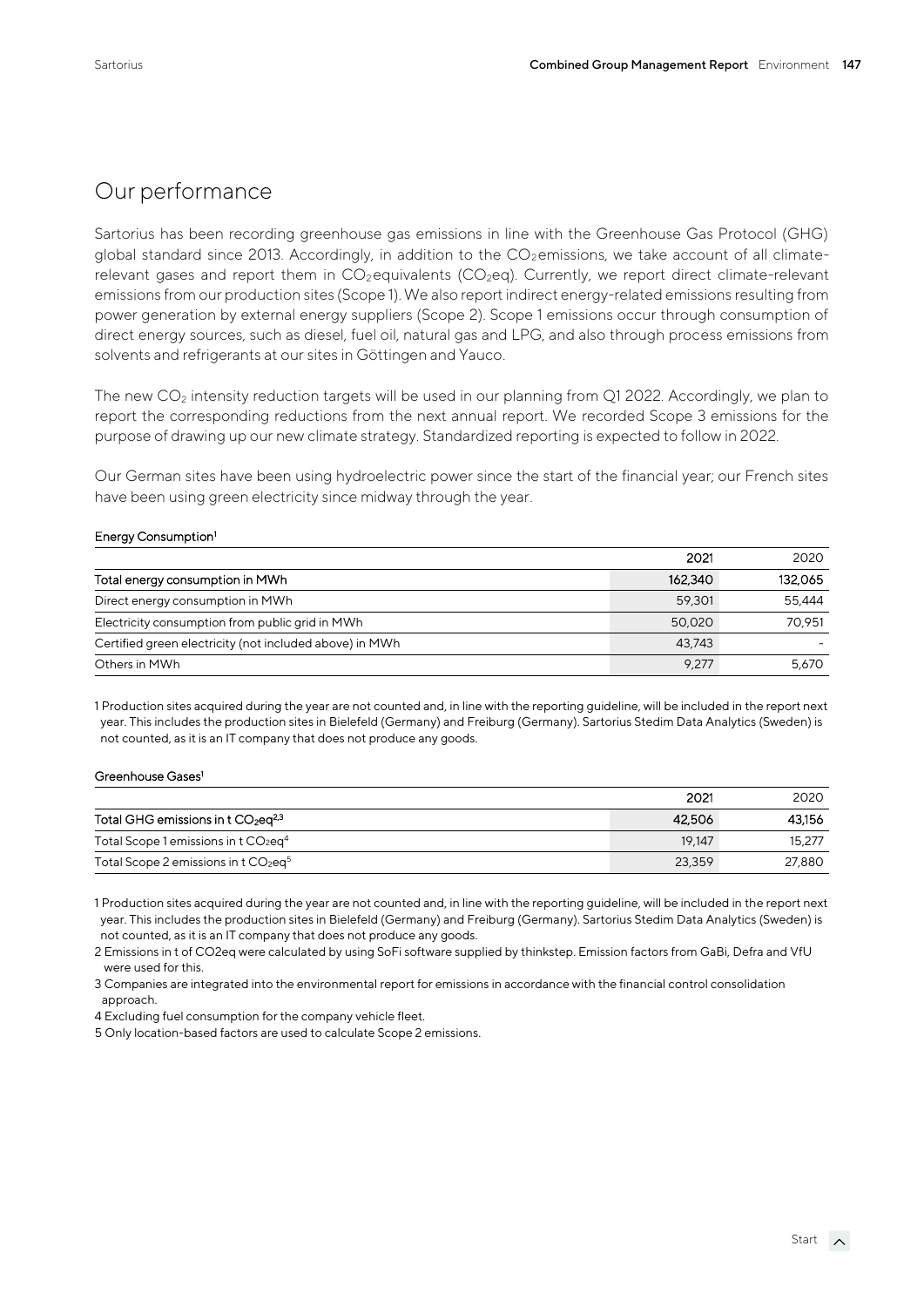## Our performance

Sartorius has been recording greenhouse gas emissions in line with the Greenhouse Gas Protocol (GHG) global standard since 2013. Accordingly, in addition to the $CO_2$ emissions, we take account of all climate-relevant gases and report them in $CO_2$ equivalents ($CO_2$eq). Currently, we report direct climate-relevant emissions from our production sites (Scope 1). We also report indirect energy-related emissions resulting from power generation by external energy suppliers (Scope 2). Scope 1 emissions occur through consumption of direct energy sources, such as diesel, fuel oil, natural gas and LPG, and also through process emissions from solvents and refrigerants at our sites in Göttingen and Yauco.

The new $CO_2$ intensity reduction targets will be used in our planning from Q1 2022. Accordingly, we plan to report the corresponding reductions from the next annual report. We recorded Scope 3 emissions for the purpose of drawing up our new climate strategy. Standardized reporting is expected to follow in 2022.

Our German sites have been using hydroelectric power since the start of the financial year; our French sites have been using green electricity since midway through the year.

**Energy Consumption**[1]

| | 2021 | 2020 |
|---|---|---|
| **Total energy consumption in MWh** | **162,340** | **132,065** |
| Direct energy consumption in MWh | 59,301 | 55,444 |
| Electricity consumption from public grid in MWh | 50,020 | 70,951 |
| Certified green electricity (not included above) in MWh | 43,743 | - |
| Others in MWh | 9,277 | 5,670 |

1 Production sites acquired during the year are not counted and, in line with the reporting guideline, will be included in the report next year. This includes the production sites in Bielefeld (Germany) and Freiburg (Germany). Sartorius Stedim Data Analytics (Sweden) is not counted, as it is an IT company that does not produce any goods.

**Greenhouse Gases**[1]

| | 2021 | 2020 |
|---|---|---|
| **Total GHG emissions in t $CO_2$eq**[2,3] | **42,506** | **43,156** |
| Total Scope 1 emissions in t $CO_2$eq[4] | 19,147 | 15,277 |
| Total Scope 2 emissions in t $CO_2$eq[5] | 23,359 | 27,880 |

1 Production sites acquired during the year are not counted and, in line with the reporting guideline, will be included in the report next year. This includes the production sites in Bielefeld (Germany) and Freiburg (Germany). Sartorius Stedim Data Analytics (Sweden) is not counted, as it is an IT company that does not produce any goods.

2 Emissions in t of CO2eq were calculated by using SoFi software supplied by thinkstep. Emission factors from GaBi, Defra and VfU were used for this.

3 Companies are integrated into the environmental report for emissions in accordance with the financial control consolidation approach.

4 Excluding fuel consumption for the company vehicle fleet.

5 Only location-based factors are used to calculate Scope 2 emissions.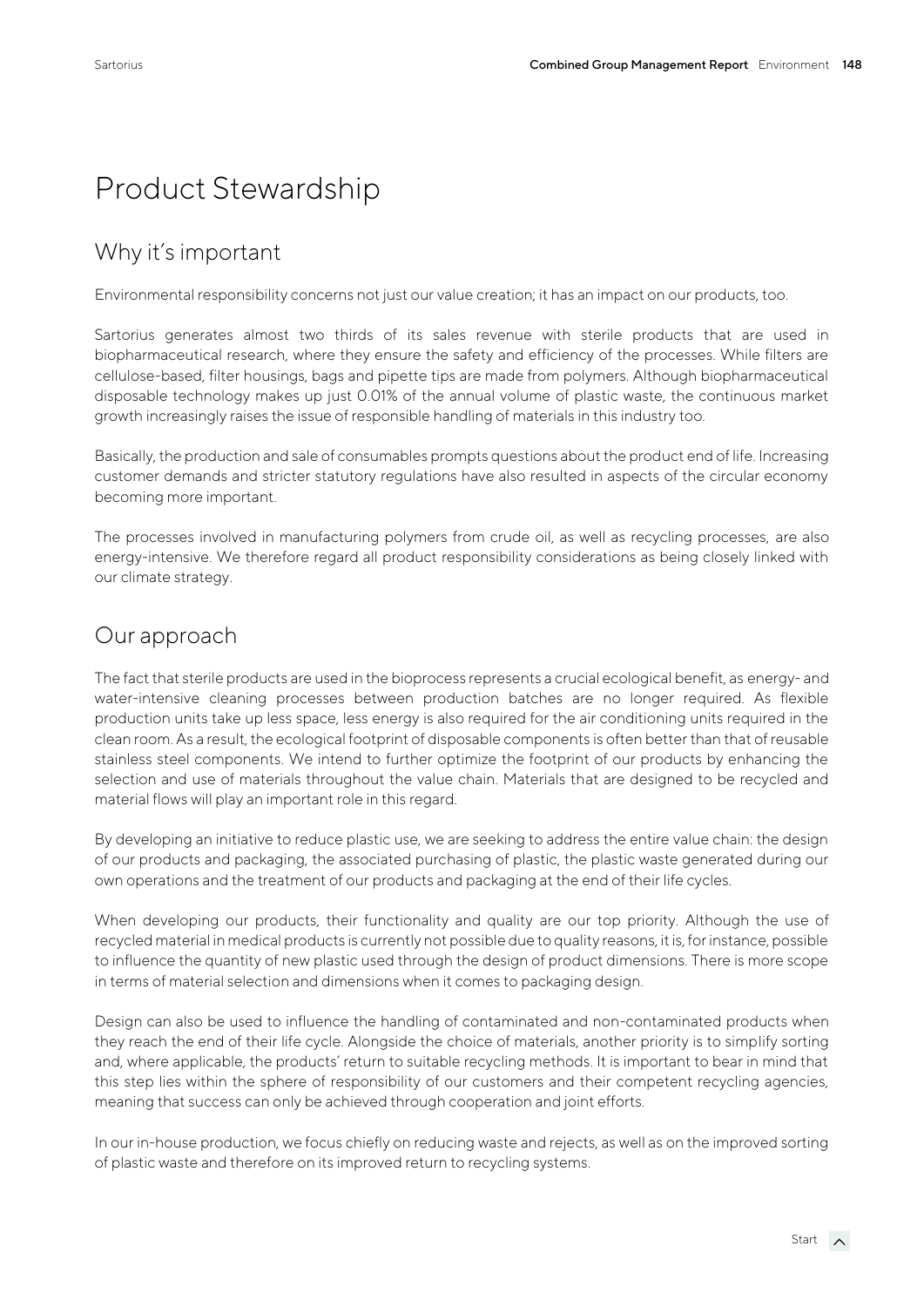# Product Stewardship

## Why it's important

Environmental responsibility concerns not just our value creation; it has an impact on our products, too.

Sartorius generates almost two thirds of its sales revenue with sterile products that are used in biopharmaceutical research, where they ensure the safety and efficiency of the processes. While filters are cellulose-based, filter housings, bags and pipette tips are made from polymers. Although biopharmaceutical disposable technology makes up just 0.01% of the annual volume of plastic waste, the continuous market growth increasingly raises the issue of responsible handling of materials in this industry too.

Basically, the production and sale of consumables prompts questions about the product end of life. Increasing customer demands and stricter statutory regulations have also resulted in aspects of the circular economy becoming more important.

The processes involved in manufacturing polymers from crude oil, as well as recycling processes, are also energy-intensive. We therefore regard all product responsibility considerations as being closely linked with our climate strategy.

## Our approach

The fact that sterile products are used in the bioprocess represents a crucial ecological benefit, as energy- and water-intensive cleaning processes between production batches are no longer required. As flexible production units take up less space, less energy is also required for the air conditioning units required in the clean room. As a result, the ecological footprint of disposable components is often better than that of reusable stainless steel components. We intend to further optimize the footprint of our products by enhancing the selection and use of materials throughout the value chain. Materials that are designed to be recycled and material flows will play an important role in this regard.

By developing an initiative to reduce plastic use, we are seeking to address the entire value chain: the design of our products and packaging, the associated purchasing of plastic, the plastic waste generated during our own operations and the treatment of our products and packaging at the end of their life cycles.

When developing our products, their functionality and quality are our top priority. Although the use of recycled material in medical products is currently not possible due to quality reasons, it is, for instance, possible to influence the quantity of new plastic used through the design of product dimensions. There is more scope in terms of material selection and dimensions when it comes to packaging design.

Design can also be used to influence the handling of contaminated and non-contaminated products when they reach the end of their life cycle. Alongside the choice of materials, another priority is to simplify sorting and, where applicable, the products' return to suitable recycling methods. It is important to bear in mind that this step lies within the sphere of responsibility of our customers and their competent recycling agencies, meaning that success can only be achieved through cooperation and joint efforts.

In our in-house production, we focus chiefly on reducing waste and rejects, as well as on the improved sorting of plastic waste and therefore on its improved return to recycling systems.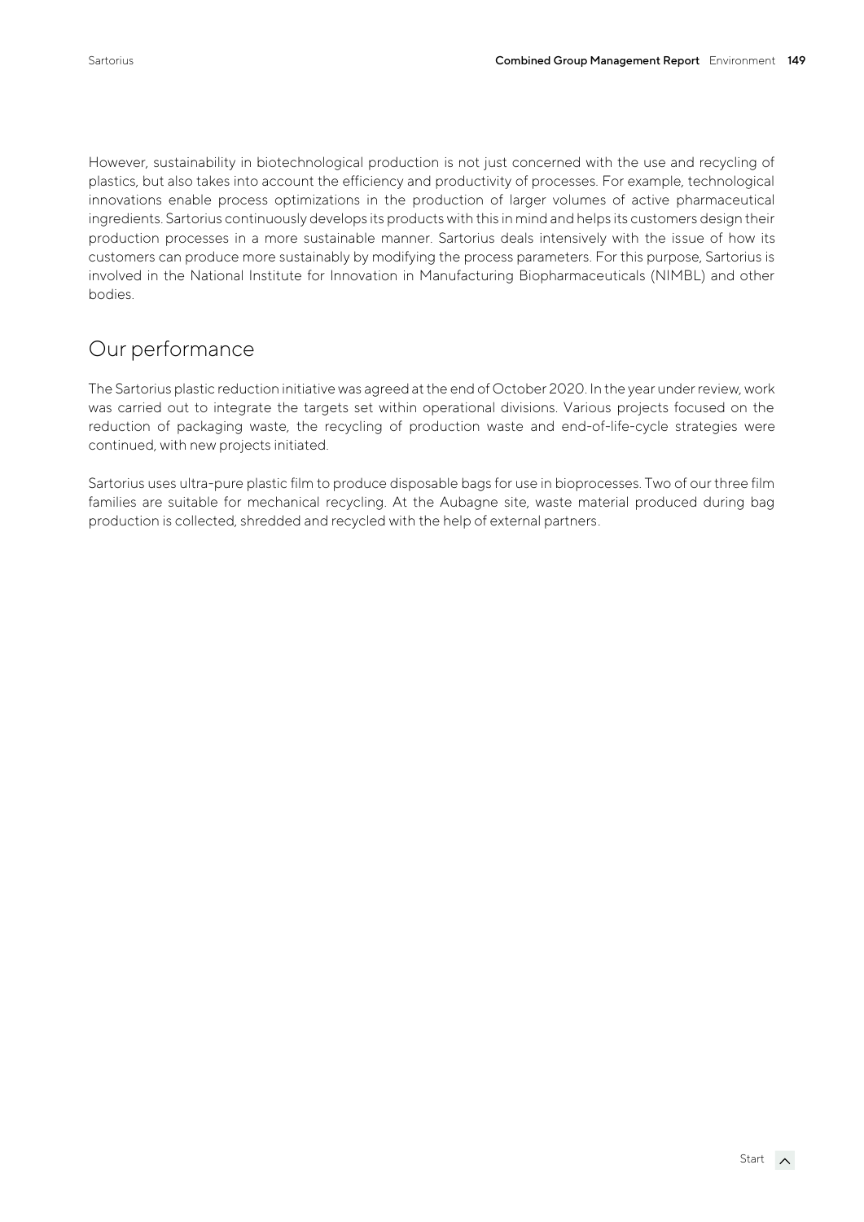However, sustainability in biotechnological production is not just concerned with the use and recycling of plastics, but also takes into account the efficiency and productivity of processes. For example, technological innovations enable process optimizations in the production of larger volumes of active pharmaceutical ingredients. Sartorius continuously develops its products with this in mind and helps its customers design their production processes in a more sustainable manner. Sartorius deals intensively with the issue of how its customers can produce more sustainably by modifying the process parameters. For this purpose, Sartorius is involved in the National Institute for Innovation in Manufacturing Biopharmaceuticals (NIMBL) and other bodies.

## Our performance

The Sartorius plastic reduction initiative was agreed at the end of October 2020. In the year under review, work was carried out to integrate the targets set within operational divisions. Various projects focused on the reduction of packaging waste, the recycling of production waste and end-of-life-cycle strategies were continued, with new projects initiated.

Sartorius uses ultra-pure plastic film to produce disposable bags for use in bioprocesses. Two of our three film families are suitable for mechanical recycling. At the Aubagne site, waste material produced during bag production is collected, shredded and recycled with the help of external partners.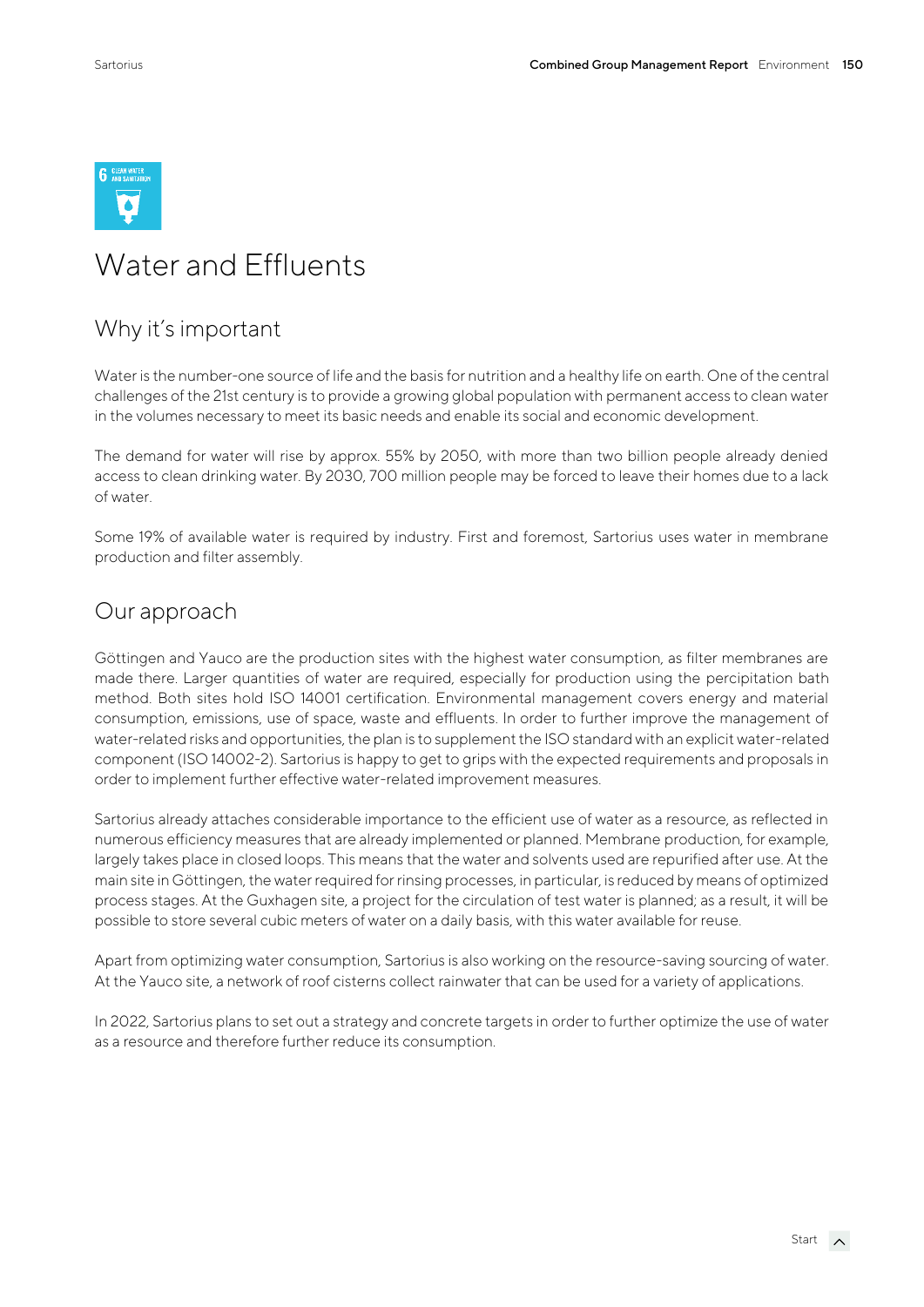# Water and Effluents

## Why it's important

Water is the number-one source of life and the basis for nutrition and a healthy life on earth. One of the central challenges of the 21st century is to provide a growing global population with permanent access to clean water in the volumes necessary to meet its basic needs and enable its social and economic development.

The demand for water will rise by approx. 55% by 2050, with more than two billion people already denied access to clean drinking water. By 2030, 700 million people may be forced to leave their homes due to a lack of water.

Some 19% of available water is required by industry. First and foremost, Sartorius uses water in membrane production and filter assembly.

## Our approach

Göttingen and Yauco are the production sites with the highest water consumption, as filter membranes are made there. Larger quantities of water are required, especially for production using the percipitation bath method. Both sites hold ISO 14001 certification. Environmental management covers energy and material consumption, emissions, use of space, waste and effluents. In order to further improve the management of water-related risks and opportunities, the plan is to supplement the ISO standard with an explicit water-related component (ISO 14002-2). Sartorius is happy to get to grips with the expected requirements and proposals in order to implement further effective water-related improvement measures.

Sartorius already attaches considerable importance to the efficient use of water as a resource, as reflected in numerous efficiency measures that are already implemented or planned. Membrane production, for example, largely takes place in closed loops. This means that the water and solvents used are repurified after use. At the main site in Göttingen, the water required for rinsing processes, in particular, is reduced by means of optimized process stages. At the Guxhagen site, a project for the circulation of test water is planned; as a result, it will be possible to store several cubic meters of water on a daily basis, with this water available for reuse.

Apart from optimizing water consumption, Sartorius is also working on the resource-saving sourcing of water. At the Yauco site, a network of roof cisterns collect rainwater that can be used for a variety of applications.

In 2022, Sartorius plans to set out a strategy and concrete targets in order to further optimize the use of water as a resource and therefore further reduce its consumption.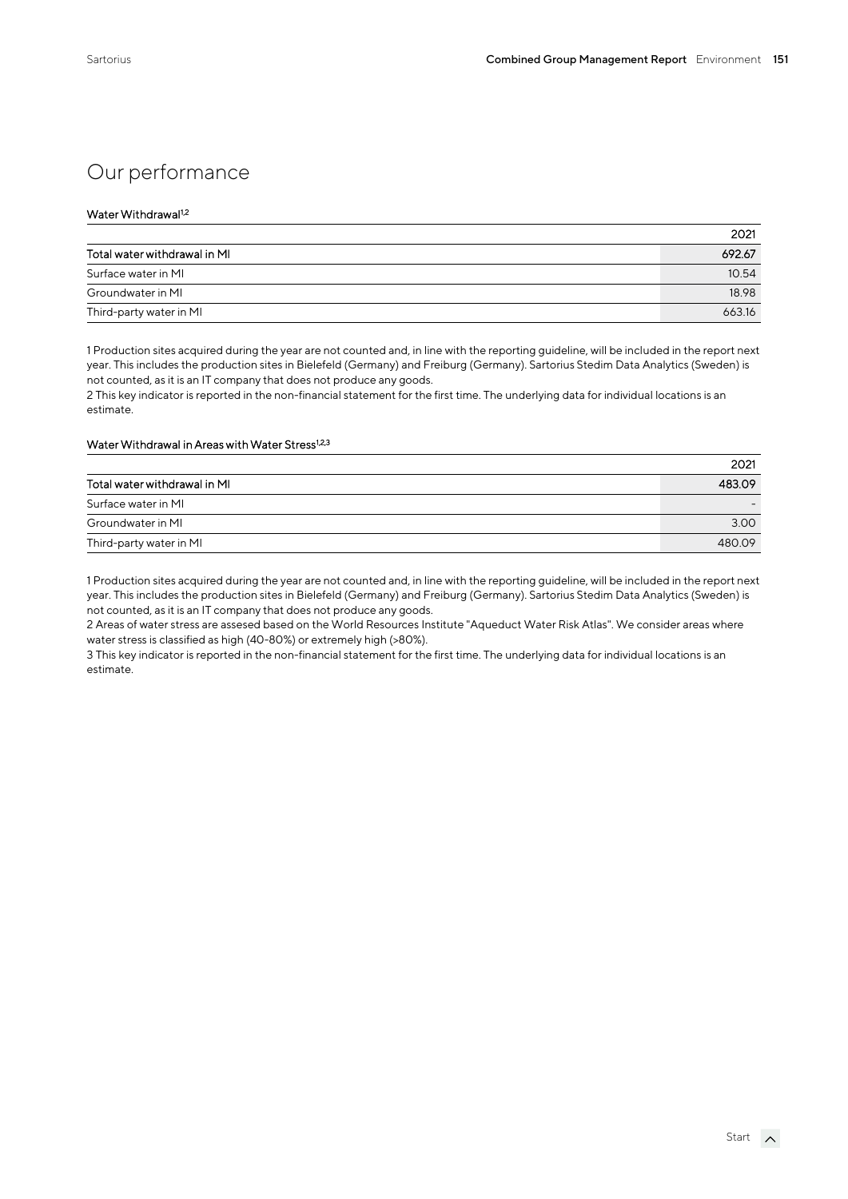# Our performance

Water Withdrawal[1,2]

| | 2021 |
|---|---|
| Total water withdrawal in Ml | 692.67 |
| Surface water in Ml | 10.54 |
| Groundwater in Ml | 18.98 |
| Third-party water in Ml | 663.16 |

1 Production sites acquired during the year are not counted and, in line with the reporting guideline, will be included in the report next year. This includes the production sites in Bielefeld (Germany) and Freiburg (Germany). Sartorius Stedim Data Analytics (Sweden) is not counted, as it is an IT company that does not produce any goods.
2 This key indicator is reported in the non-financial statement for the first time. The underlying data for individual locations is an estimate.

Water Withdrawal in Areas with Water Stress[1,2,3]

| | 2021 |
|---|---|
| Total water withdrawal in Ml | 483.09 |
| Surface water in Ml | - |
| Groundwater in Ml | 3.00 |
| Third-party water in Ml | 480.09 |

1 Production sites acquired during the year are not counted and, in line with the reporting guideline, will be included in the report next year. This includes the production sites in Bielefeld (Germany) and Freiburg (Germany). Sartorius Stedim Data Analytics (Sweden) is not counted, as it is an IT company that does not produce any goods.
2 Areas of water stress are assesed based on the World Resources Institute "Aqueduct Water Risk Atlas". We consider areas where water stress is classified as high (40-80%) or extremely high (>80%).
3 This key indicator is reported in the non-financial statement for the first time. The underlying data for individual locations is an estimate.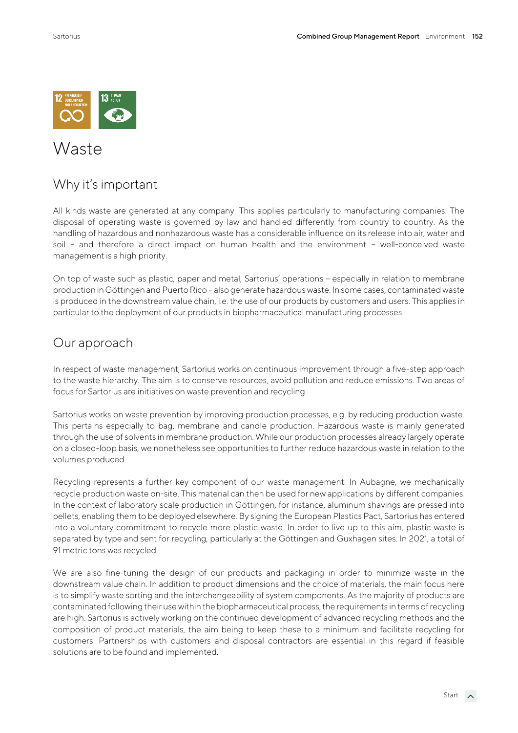# Waste

## Why it's important

All kinds waste are generated at any company. This applies particularly to manufacturing companies. The disposal of operating waste is governed by law and handled differently from country to country. As the handling of hazardous and nonhazardous waste has a considerable influence on its release into air, water and soil – and therefore a direct impact on human health and the environment – well-conceived waste management is a high priority.

On top of waste such as plastic, paper and metal, Sartorius' operations – especially in relation to membrane production in Göttingen and Puerto Rico – also generate hazardous waste. In some cases, contaminated waste is produced in the downstream value chain, i.e. the use of our products by customers and users. This applies in particular to the deployment of our products in biopharmaceutical manufacturing processes.

## Our approach

In respect of waste management, Sartorius works on continuous improvement through a five-step approach to the waste hierarchy. The aim is to conserve resources, avoid pollution and reduce emissions. Two areas of focus for Sartorius are initiatives on waste prevention and recycling.

Sartorius works on waste prevention by improving production processes, e.g. by reducing production waste. This pertains especially to bag, membrane and candle production. Hazardous waste is mainly generated through the use of solvents in membrane production. While our production processes already largely operate on a closed-loop basis, we nonetheless see opportunities to further reduce hazardous waste in relation to the volumes produced.

Recycling represents a further key component of our waste management. In Aubagne, we mechanically recycle production waste on-site. This material can then be used for new applications by different companies. In the context of laboratory scale production in Göttingen, for instance, aluminum shavings are pressed into pellets, enabling them to be deployed elsewhere. By signing the European Plastics Pact, Sartorius has entered into a voluntary commitment to recycle more plastic waste. In order to live up to this aim, plastic waste is separated by type and sent for recycling, particularly at the Göttingen and Guxhagen sites. In 2021, a total of 91 metric tons was recycled.

We are also fine-tuning the design of our products and packaging in order to minimize waste in the downstream value chain. In addition to product dimensions and the choice of materials, the main focus here is to simplify waste sorting and the interchangeability of system components. As the majority of products are contaminated following their use within the biopharmaceutical process, the requirements in terms of recycling are high. Sartorius is actively working on the continued development of advanced recycling methods and the composition of product materials, the aim being to keep these to a minimum and facilitate recycling for customers. Partnerships with customers and disposal contractors are essential in this regard if feasible solutions are to be found and implemented.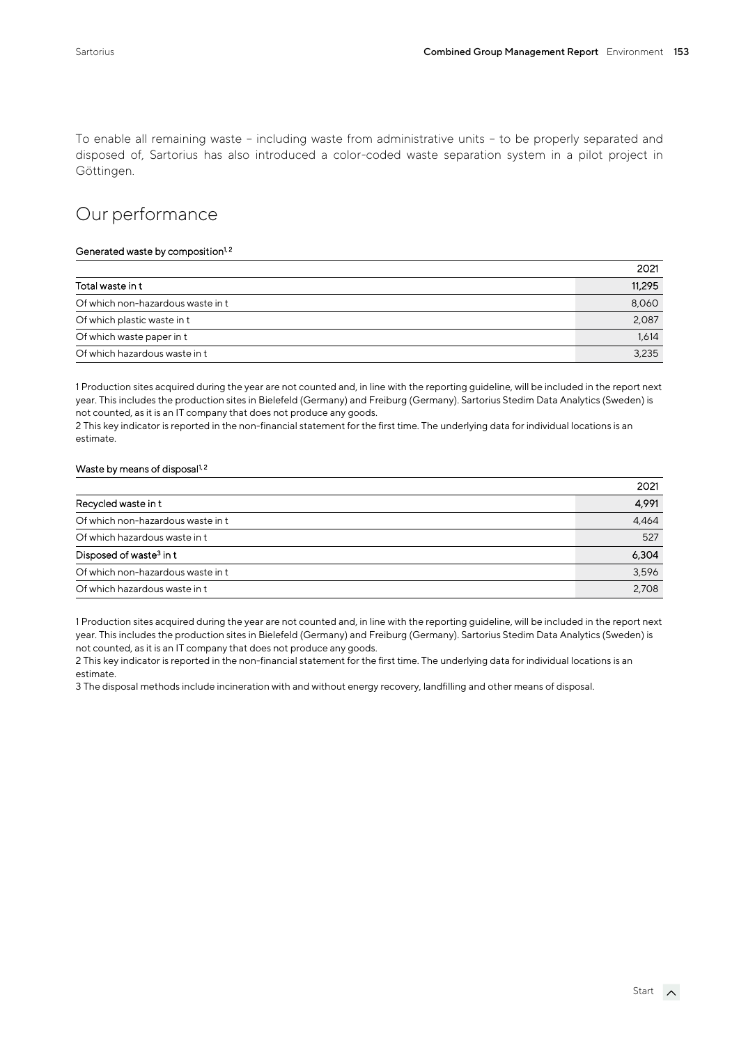To enable all remaining waste – including waste from administrative units – to be properly separated and disposed of, Sartorius has also introduced a color-coded waste separation system in a pilot project in Göttingen.

## Our performance

**Generated waste by composition[1, 2]**

| | 2021 |
|---|---|
| Total waste in t | 11,295 |
| Of which non-hazardous waste in t | 8,060 |
| Of which plastic waste in t | 2,087 |
| Of which waste paper in t | 1,614 |
| Of which hazardous waste in t | 3,235 |

1 Production sites acquired during the year are not counted and, in line with the reporting guideline, will be included in the report next year. This includes the production sites in Bielefeld (Germany) and Freiburg (Germany). Sartorius Stedim Data Analytics (Sweden) is not counted, as it is an IT company that does not produce any goods.
2 This key indicator is reported in the non-financial statement for the first time. The underlying data for individual locations is an estimate.

**Waste by means of disposal[1, 2]**

| | 2021 |
|---|---|
| Recycled waste in t | 4,991 |
| Of which non-hazardous waste in t | 4,464 |
| Of which hazardous waste in t | 527 |
| Disposed of waste[3] in t | 6,304 |
| Of which non-hazardous waste in t | 3,596 |
| Of which hazardous waste in t | 2,708 |

1 Production sites acquired during the year are not counted and, in line with the reporting guideline, will be included in the report next year. This includes the production sites in Bielefeld (Germany) and Freiburg (Germany). Sartorius Stedim Data Analytics (Sweden) is not counted, as it is an IT company that does not produce any goods.
2 This key indicator is reported in the non-financial statement for the first time. The underlying data for individual locations is an estimate.
3 The disposal methods include incineration with and without energy recovery, landfilling and other means of disposal.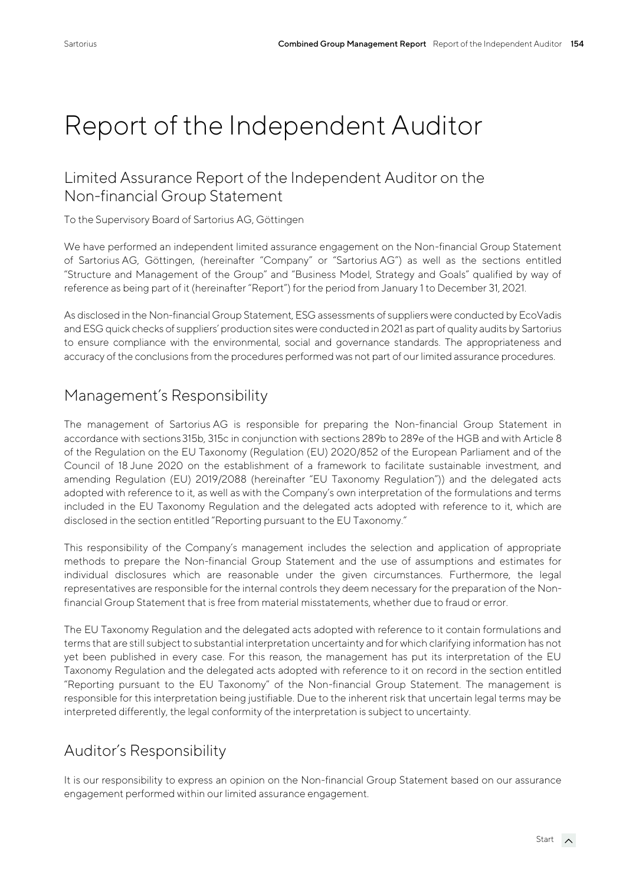# Report of the Independent Auditor

## Limited Assurance Report of the Independent Auditor on the Non-financial Group Statement

To the Supervisory Board of Sartorius AG, Göttingen

We have performed an independent limited assurance engagement on the Non-financial Group Statement of Sartorius AG, Göttingen, (hereinafter "Company" or "Sartorius AG") as well as the sections entitled "Structure and Management of the Group" and "Business Model, Strategy and Goals" qualified by way of reference as being part of it (hereinafter "Report") for the period from January 1 to December 31, 2021.

As disclosed in the Non-financial Group Statement, ESG assessments of suppliers were conducted by EcoVadis and ESG quick checks of suppliers' production sites were conducted in 2021 as part of quality audits by Sartorius to ensure compliance with the environmental, social and governance standards. The appropriateness and accuracy of the conclusions from the procedures performed was not part of our limited assurance procedures.

## Management's Responsibility

The management of Sartorius AG is responsible for preparing the Non-financial Group Statement in accordance with sections 315b, 315c in conjunction with sections 289b to 289e of the HGB and with Article 8 of the Regulation on the EU Taxonomy (Regulation (EU) 2020/852 of the European Parliament and of the Council of 18 June 2020 on the establishment of a framework to facilitate sustainable investment, and amending Regulation (EU) 2019/2088 (hereinafter "EU Taxonomy Regulation")) and the delegated acts adopted with reference to it, as well as with the Company's own interpretation of the formulations and terms included in the EU Taxonomy Regulation and the delegated acts adopted with reference to it, which are disclosed in the section entitled "Reporting pursuant to the EU Taxonomy."

This responsibility of the Company's management includes the selection and application of appropriate methods to prepare the Non-financial Group Statement and the use of assumptions and estimates for individual disclosures which are reasonable under the given circumstances. Furthermore, the legal representatives are responsible for the internal controls they deem necessary for the preparation of the Non-financial Group Statement that is free from material misstatements, whether due to fraud or error.

The EU Taxonomy Regulation and the delegated acts adopted with reference to it contain formulations and terms that are still subject to substantial interpretation uncertainty and for which clarifying information has not yet been published in every case. For this reason, the management has put its interpretation of the EU Taxonomy Regulation and the delegated acts adopted with reference to it on record in the section entitled "Reporting pursuant to the EU Taxonomy" of the Non-financial Group Statement. The management is responsible for this interpretation being justifiable. Due to the inherent risk that uncertain legal terms may be interpreted differently, the legal conformity of the interpretation is subject to uncertainty.

## Auditor's Responsibility

It is our responsibility to express an opinion on the Non-financial Group Statement based on our assurance engagement performed within our limited assurance engagement.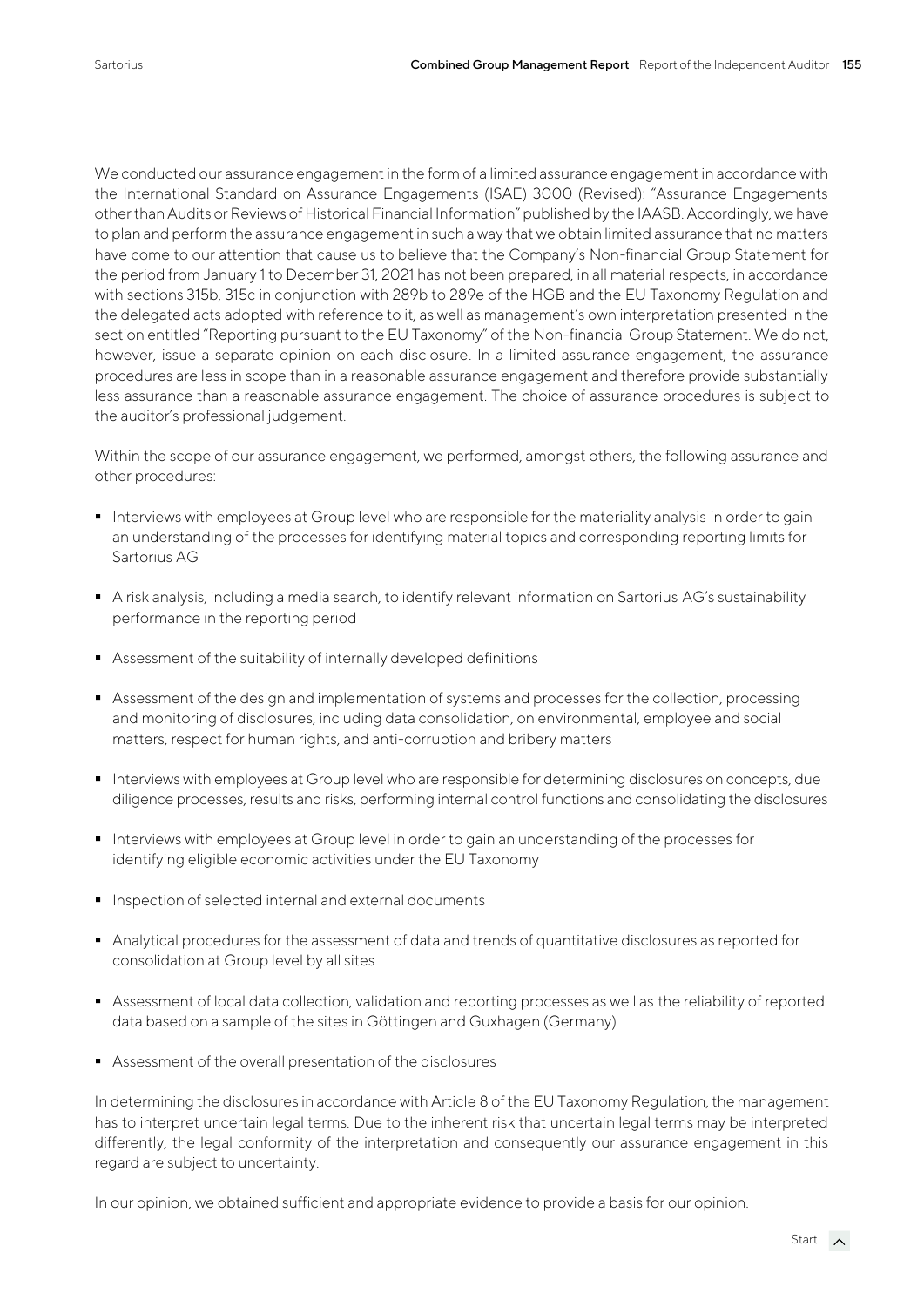We conducted our assurance engagement in the form of a limited assurance engagement in accordance with the International Standard on Assurance Engagements (ISAE) 3000 (Revised): "Assurance Engagements other than Audits or Reviews of Historical Financial Information" published by the IAASB. Accordingly, we have to plan and perform the assurance engagement in such a way that we obtain limited assurance that no matters have come to our attention that cause us to believe that the Company's Non-financial Group Statement for the period from January 1 to December 31, 2021 has not been prepared, in all material respects, in accordance with sections 315b, 315c in conjunction with 289b to 289e of the HGB and the EU Taxonomy Regulation and the delegated acts adopted with reference to it, as well as management's own interpretation presented in the section entitled "Reporting pursuant to the EU Taxonomy" of the Non-financial Group Statement. We do not, however, issue a separate opinion on each disclosure. In a limited assurance engagement, the assurance procedures are less in scope than in a reasonable assurance engagement and therefore provide substantially less assurance than a reasonable assurance engagement. The choice of assurance procedures is subject to the auditor's professional judgement.

Within the scope of our assurance engagement, we performed, amongst others, the following assurance and other procedures:

- Interviews with employees at Group level who are responsible for the materiality analysis in order to gain an understanding of the processes for identifying material topics and corresponding reporting limits for Sartorius AG
- A risk analysis, including a media search, to identify relevant information on Sartorius AG's sustainability performance in the reporting period
- Assessment of the suitability of internally developed definitions
- Assessment of the design and implementation of systems and processes for the collection, processing and monitoring of disclosures, including data consolidation, on environmental, employee and social matters, respect for human rights, and anti-corruption and bribery matters
- Interviews with employees at Group level who are responsible for determining disclosures on concepts, due diligence processes, results and risks, performing internal control functions and consolidating the disclosures
- Interviews with employees at Group level in order to gain an understanding of the processes for identifying eligible economic activities under the EU Taxonomy
- Inspection of selected internal and external documents
- Analytical procedures for the assessment of data and trends of quantitative disclosures as reported for consolidation at Group level by all sites
- Assessment of local data collection, validation and reporting processes as well as the reliability of reported data based on a sample of the sites in Göttingen and Guxhagen (Germany)
- Assessment of the overall presentation of the disclosures

In determining the disclosures in accordance with Article 8 of the EU Taxonomy Regulation, the management has to interpret uncertain legal terms. Due to the inherent risk that uncertain legal terms may be interpreted differently, the legal conformity of the interpretation and consequently our assurance engagement in this regard are subject to uncertainty.

In our opinion, we obtained sufficient and appropriate evidence to provide a basis for our opinion.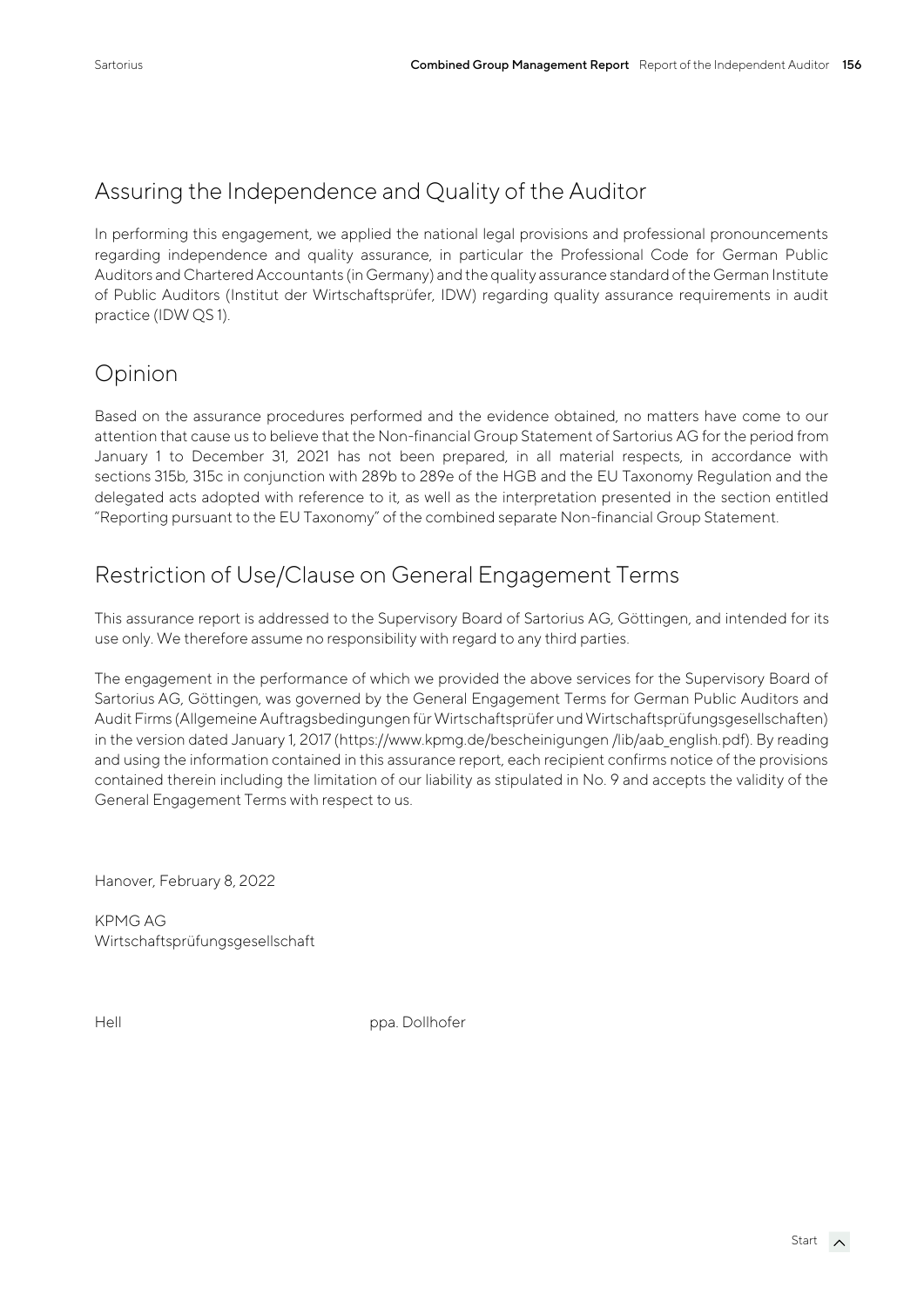## Assuring the Independence and Quality of the Auditor

In performing this engagement, we applied the national legal provisions and professional pronouncements regarding independence and quality assurance, in particular the Professional Code for German Public Auditors and Chartered Accountants (in Germany) and the quality assurance standard of the German Institute of Public Auditors (Institut der Wirtschaftsprüfer, IDW) regarding quality assurance requirements in audit practice (IDW QS 1).

## Opinion

Based on the assurance procedures performed and the evidence obtained, no matters have come to our attention that cause us to believe that the Non-financial Group Statement of Sartorius AG for the period from January 1 to December 31, 2021 has not been prepared, in all material respects, in accordance with sections 315b, 315c in conjunction with 289b to 289e of the HGB and the EU Taxonomy Regulation and the delegated acts adopted with reference to it, as well as the interpretation presented in the section entitled "Reporting pursuant to the EU Taxonomy" of the combined separate Non-financial Group Statement.

## Restriction of Use/Clause on General Engagement Terms

This assurance report is addressed to the Supervisory Board of Sartorius AG, Göttingen, and intended for its use only. We therefore assume no responsibility with regard to any third parties.

The engagement in the performance of which we provided the above services for the Supervisory Board of Sartorius AG, Göttingen, was governed by the General Engagement Terms for German Public Auditors and Audit Firms (Allgemeine Auftragsbedingungen für Wirtschaftsprüfer und Wirtschaftsprüfungsgesellschaften) in the version dated January 1, 2017 (https://www.kpmg.de/bescheinigungen /lib/aab_english.pdf). By reading and using the information contained in this assurance report, each recipient confirms notice of the provisions contained therein including the limitation of our liability as stipulated in No. 9 and accepts the validity of the General Engagement Terms with respect to us.

Hanover, February 8, 2022

KPMG AG
Wirtschaftsprüfungsgesellschaft

Hell ppa. Dollhofer